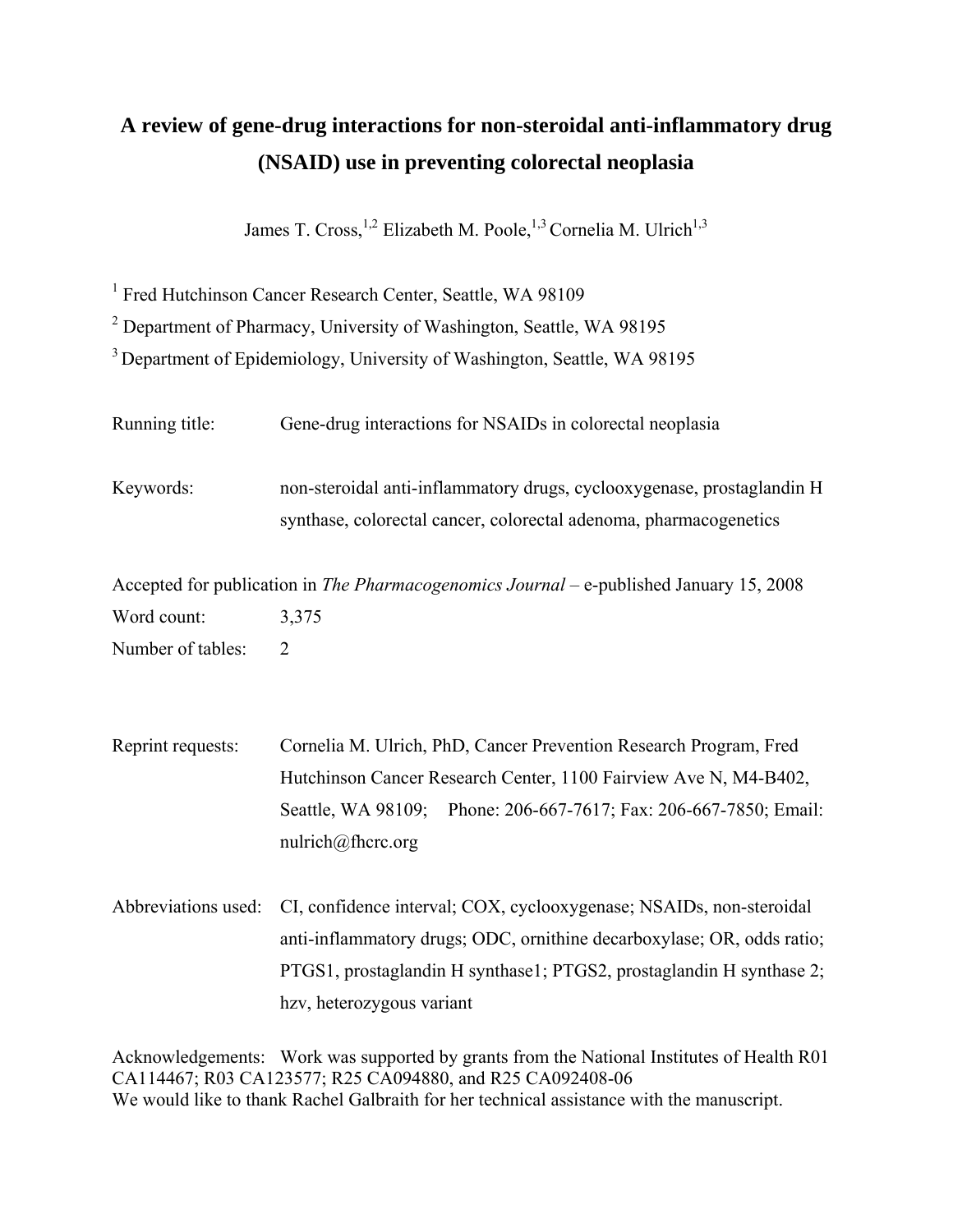# A review of gene-drug interactions for non-steroidal anti-inflammatory drug (NSAID) use in preventing colorectal neoplasia

James T. Cross,[1,2] Elizabeth M. Poole,[1,3] Cornelia M. Ulrich[1,3]

[1] Fred Hutchinson Cancer Research Center, Seattle, WA 98109

[2] Department of Pharmacy, University of Washington, Seattle, WA 98195

[3] Department of Epidemiology, University of Washington, Seattle, WA 98195

Running title: Gene-drug interactions for NSAIDs in colorectal neoplasia

Keywords: non-steroidal anti-inflammatory drugs, cyclooxygenase, prostaglandin H synthase, colorectal cancer, colorectal adenoma, pharmacogenetics

Accepted for publication in *The Pharmacogenomics Journal* – e-published January 15, 2008

Word count: 3,375

Number of tables: 2

Reprint requests: Cornelia M. Ulrich, PhD, Cancer Prevention Research Program, Fred Hutchinson Cancer Research Center, 1100 Fairview Ave N, M4-B402, Seattle, WA 98109; Phone: 206-667-7617; Fax: 206-667-7850; Email: nulrich@fhcrc.org

Abbreviations used: CI, confidence interval; COX, cyclooxygenase; NSAIDs, non-steroidal anti-inflammatory drugs; ODC, ornithine decarboxylase; OR, odds ratio; PTGS1, prostaglandin H synthase1; PTGS2, prostaglandin H synthase 2; hzv, heterozygous variant

Acknowledgements: Work was supported by grants from the National Institutes of Health R01 CA114467; R03 CA123577; R25 CA094880, and R25 CA092408-06

We would like to thank Rachel Galbraith for her technical assistance with the manuscript.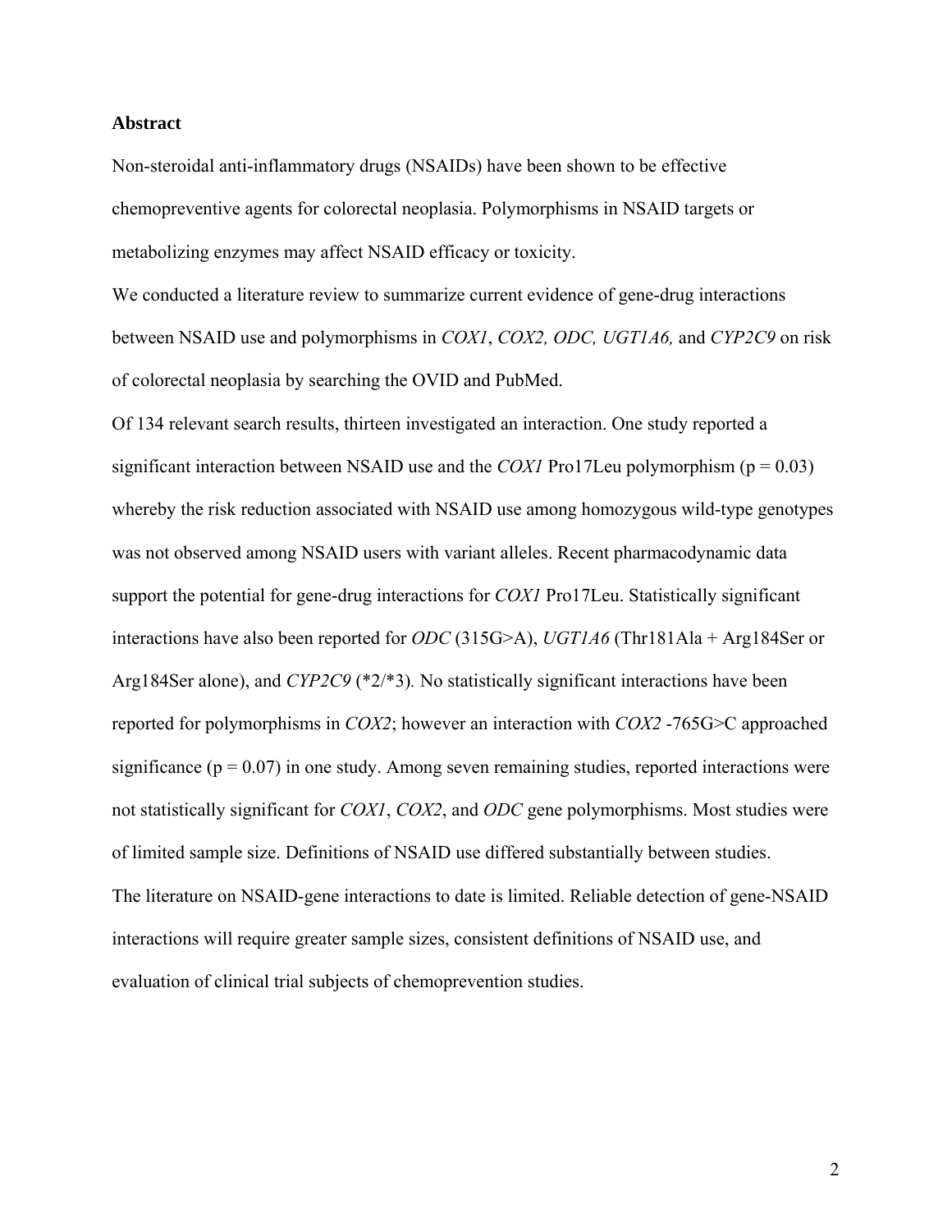# Abstract

Non-steroidal anti-inflammatory drugs (NSAIDs) have been shown to be effective chemopreventive agents for colorectal neoplasia. Polymorphisms in NSAID targets or metabolizing enzymes may affect NSAID efficacy or toxicity.

We conducted a literature review to summarize current evidence of gene-drug interactions between NSAID use and polymorphisms in *COX1*, *COX2, ODC, UGT1A6,* and *CYP2C9* on risk of colorectal neoplasia by searching the OVID and PubMed.

Of 134 relevant search results, thirteen investigated an interaction. One study reported a significant interaction between NSAID use and the *COX1* Pro17Leu polymorphism ($p = 0.03$) whereby the risk reduction associated with NSAID use among homozygous wild-type genotypes was not observed among NSAID users with variant alleles. Recent pharmacodynamic data support the potential for gene-drug interactions for *COX1* Pro17Leu. Statistically significant interactions have also been reported for *ODC* (315G>A), *UGT1A6* (Thr181Ala + Arg184Ser or Arg184Ser alone), and *CYP2C9* (*2/*3). No statistically significant interactions have been reported for polymorphisms in *COX2*; however an interaction with *COX2* -765G>C approached significance ($p = 0.07$) in one study. Among seven remaining studies, reported interactions were not statistically significant for *COX1*, *COX2*, and *ODC* gene polymorphisms. Most studies were of limited sample size. Definitions of NSAID use differed substantially between studies.

The literature on NSAID-gene interactions to date is limited. Reliable detection of gene-NSAID interactions will require greater sample sizes, consistent definitions of NSAID use, and evaluation of clinical trial subjects of chemoprevention studies.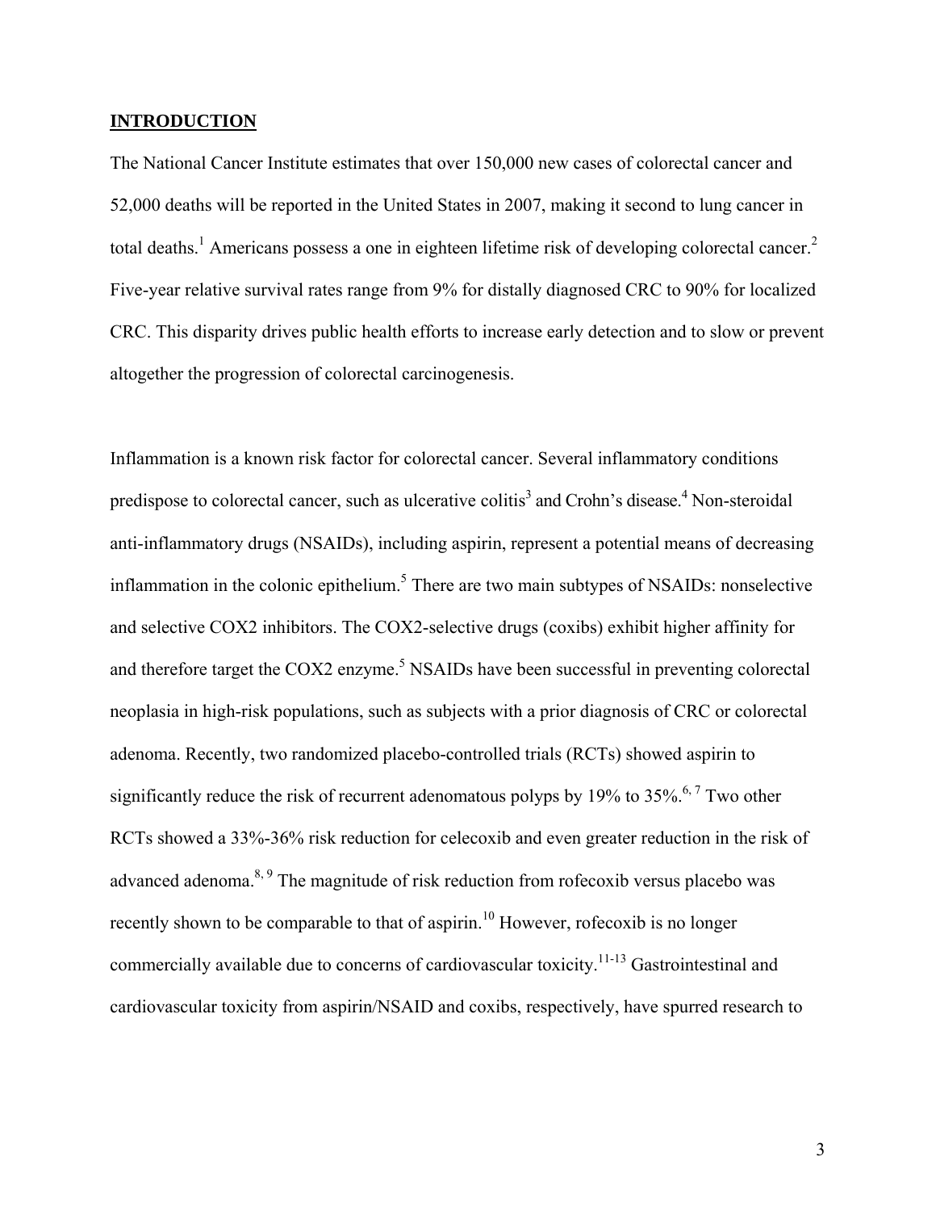## INTRODUCTION

The National Cancer Institute estimates that over 150,000 new cases of colorectal cancer and 52,000 deaths will be reported in the United States in 2007, making it second to lung cancer in total deaths.[1] Americans possess a one in eighteen lifetime risk of developing colorectal cancer.[2] Five-year relative survival rates range from 9% for distally diagnosed CRC to 90% for localized CRC. This disparity drives public health efforts to increase early detection and to slow or prevent altogether the progression of colorectal carcinogenesis.

Inflammation is a known risk factor for colorectal cancer. Several inflammatory conditions predispose to colorectal cancer, such as ulcerative colitis[3] and Crohn's disease.[4] Non-steroidal anti-inflammatory drugs (NSAIDs), including aspirin, represent a potential means of decreasing inflammation in the colonic epithelium.[5] There are two main subtypes of NSAIDs: nonselective and selective COX2 inhibitors. The COX2-selective drugs (coxibs) exhibit higher affinity for and therefore target the COX2 enzyme.[5] NSAIDs have been successful in preventing colorectal neoplasia in high-risk populations, such as subjects with a prior diagnosis of CRC or colorectal adenoma. Recently, two randomized placebo-controlled trials (RCTs) showed aspirin to significantly reduce the risk of recurrent adenomatous polyps by 19% to 35%.[6, 7] Two other RCTs showed a 33%-36% risk reduction for celecoxib and even greater reduction in the risk of advanced adenoma.[8, 9] The magnitude of risk reduction from rofecoxib versus placebo was recently shown to be comparable to that of aspirin.[10] However, rofecoxib is no longer commercially available due to concerns of cardiovascular toxicity.[11-13] Gastrointestinal and cardiovascular toxicity from aspirin/NSAID and coxibs, respectively, have spurred research to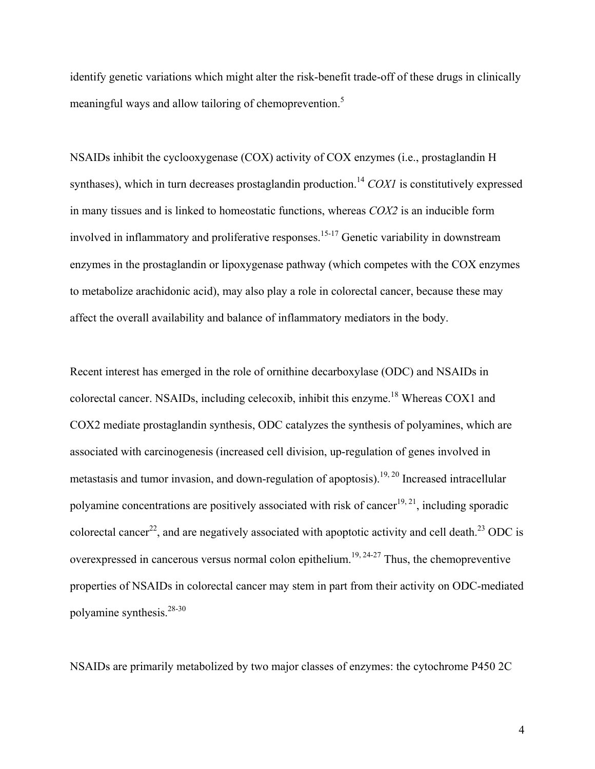identify genetic variations which might alter the risk-benefit trade-off of these drugs in clinically meaningful ways and allow tailoring of chemoprevention.[5]

NSAIDs inhibit the cyclooxygenase (COX) activity of COX enzymes (i.e., prostaglandin H synthases), which in turn decreases prostaglandin production.[14] *COX1* is constitutively expressed in many tissues and is linked to homeostatic functions, whereas *COX2* is an inducible form involved in inflammatory and proliferative responses.[15-17] Genetic variability in downstream enzymes in the prostaglandin or lipoxygenase pathway (which competes with the COX enzymes to metabolize arachidonic acid), may also play a role in colorectal cancer, because these may affect the overall availability and balance of inflammatory mediators in the body.

Recent interest has emerged in the role of ornithine decarboxylase (ODC) and NSAIDs in colorectal cancer. NSAIDs, including celecoxib, inhibit this enzyme.[18] Whereas COX1 and COX2 mediate prostaglandin synthesis, ODC catalyzes the synthesis of polyamines, which are associated with carcinogenesis (increased cell division, up-regulation of genes involved in metastasis and tumor invasion, and down-regulation of apoptosis).[19, 20] Increased intracellular polyamine concentrations are positively associated with risk of cancer[19, 21], including sporadic colorectal cancer[22], and are negatively associated with apoptotic activity and cell death.[23] ODC is overexpressed in cancerous versus normal colon epithelium.[19, 24-27] Thus, the chemopreventive properties of NSAIDs in colorectal cancer may stem in part from their activity on ODC-mediated polyamine synthesis.[28-30]

NSAIDs are primarily metabolized by two major classes of enzymes: the cytochrome P450 2C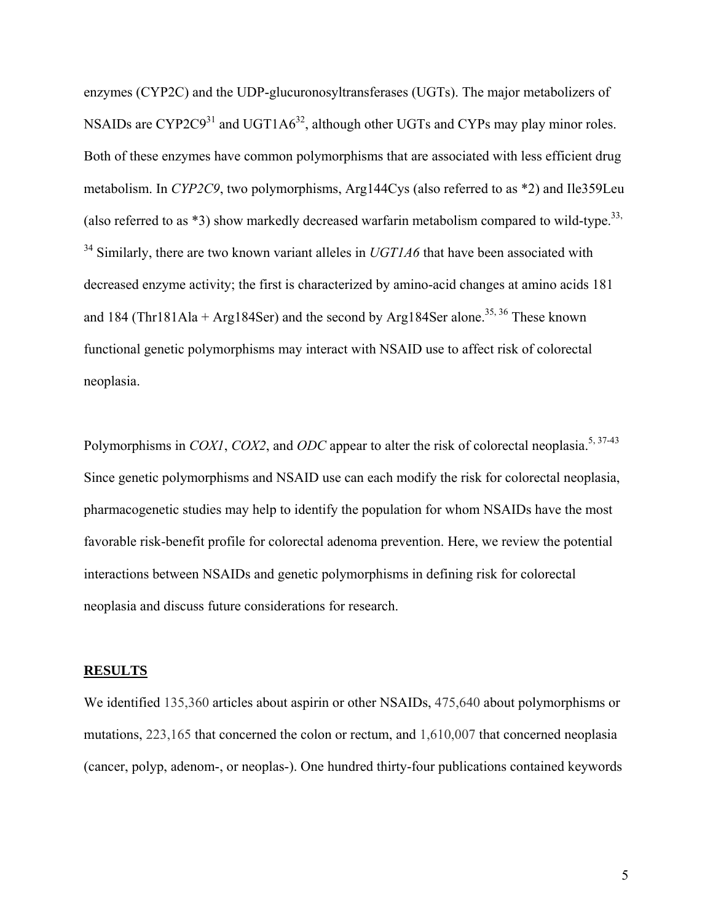enzymes (CYP2C) and the UDP-glucuronosyltransferases (UGTs). The major metabolizers of NSAIDs are CYP2C9[31] and UGT1A6[32], although other UGTs and CYPs may play minor roles. Both of these enzymes have common polymorphisms that are associated with less efficient drug metabolism. In *CYP2C9*, two polymorphisms, Arg144Cys (also referred to as *2) and Ile359Leu (also referred to as *3) show markedly decreased warfarin metabolism compared to wild-type.[33, 34] Similarly, there are two known variant alleles in *UGT1A6* that have been associated with decreased enzyme activity; the first is characterized by amino-acid changes at amino acids 181 and 184 (Thr181Ala + Arg184Ser) and the second by Arg184Ser alone.[35, 36] These known functional genetic polymorphisms may interact with NSAID use to affect risk of colorectal neoplasia.

Polymorphisms in *COX1*, *COX2*, and *ODC* appear to alter the risk of colorectal neoplasia.[5, 37-43] Since genetic polymorphisms and NSAID use can each modify the risk for colorectal neoplasia, pharmacogenetic studies may help to identify the population for whom NSAIDs have the most favorable risk-benefit profile for colorectal adenoma prevention. Here, we review the potential interactions between NSAIDs and genetic polymorphisms in defining risk for colorectal neoplasia and discuss future considerations for research.

## RESULTS

We identified 135,360 articles about aspirin or other NSAIDs, 475,640 about polymorphisms or mutations, 223,165 that concerned the colon or rectum, and 1,610,007 that concerned neoplasia (cancer, polyp, adenom-, or neoplas-). One hundred thirty-four publications contained keywords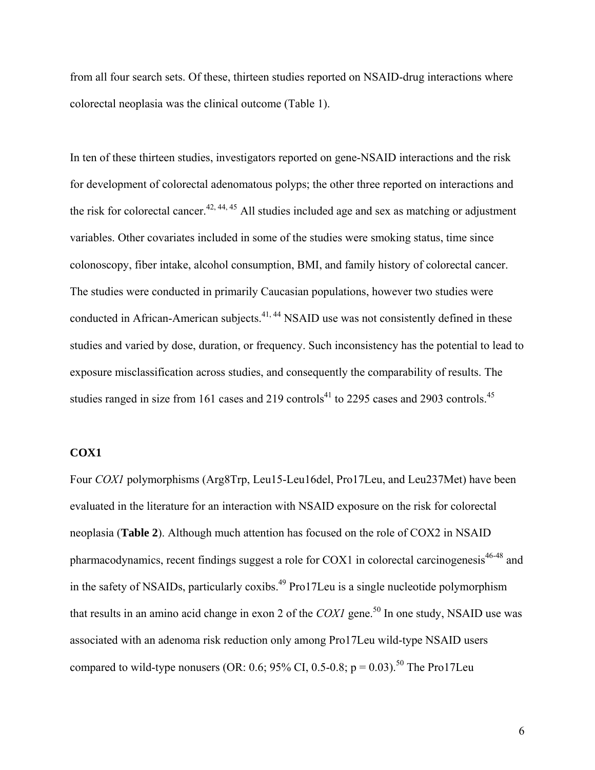from all four search sets. Of these, thirteen studies reported on NSAID-drug interactions where colorectal neoplasia was the clinical outcome (Table 1).

In ten of these thirteen studies, investigators reported on gene-NSAID interactions and the risk for development of colorectal adenomatous polyps; the other three reported on interactions and the risk for colorectal cancer.[42, 44, 45] All studies included age and sex as matching or adjustment variables. Other covariates included in some of the studies were smoking status, time since colonoscopy, fiber intake, alcohol consumption, BMI, and family history of colorectal cancer. The studies were conducted in primarily Caucasian populations, however two studies were conducted in African-American subjects.[41, 44] NSAID use was not consistently defined in these studies and varied by dose, duration, or frequency. Such inconsistency has the potential to lead to exposure misclassification across studies, and consequently the comparability of results. The studies ranged in size from 161 cases and 219 controls[41] to 2295 cases and 2903 controls.[45]

## COX1

Four *COX1* polymorphisms (Arg8Trp, Leu15-Leu16del, Pro17Leu, and Leu237Met) have been evaluated in the literature for an interaction with NSAID exposure on the risk for colorectal neoplasia (**Table 2**). Although much attention has focused on the role of COX2 in NSAID pharmacodynamics, recent findings suggest a role for COX1 in colorectal carcinogenesis[46-48] and in the safety of NSAIDs, particularly coxibs.[49] Pro17Leu is a single nucleotide polymorphism that results in an amino acid change in exon 2 of the *COX1* gene.[50] In one study, NSAID use was associated with an adenoma risk reduction only among Pro17Leu wild-type NSAID users compared to wild-type nonusers (OR: 0.6; 95% CI, 0.5-0.8; $p = 0.03$).[50] The Pro17Leu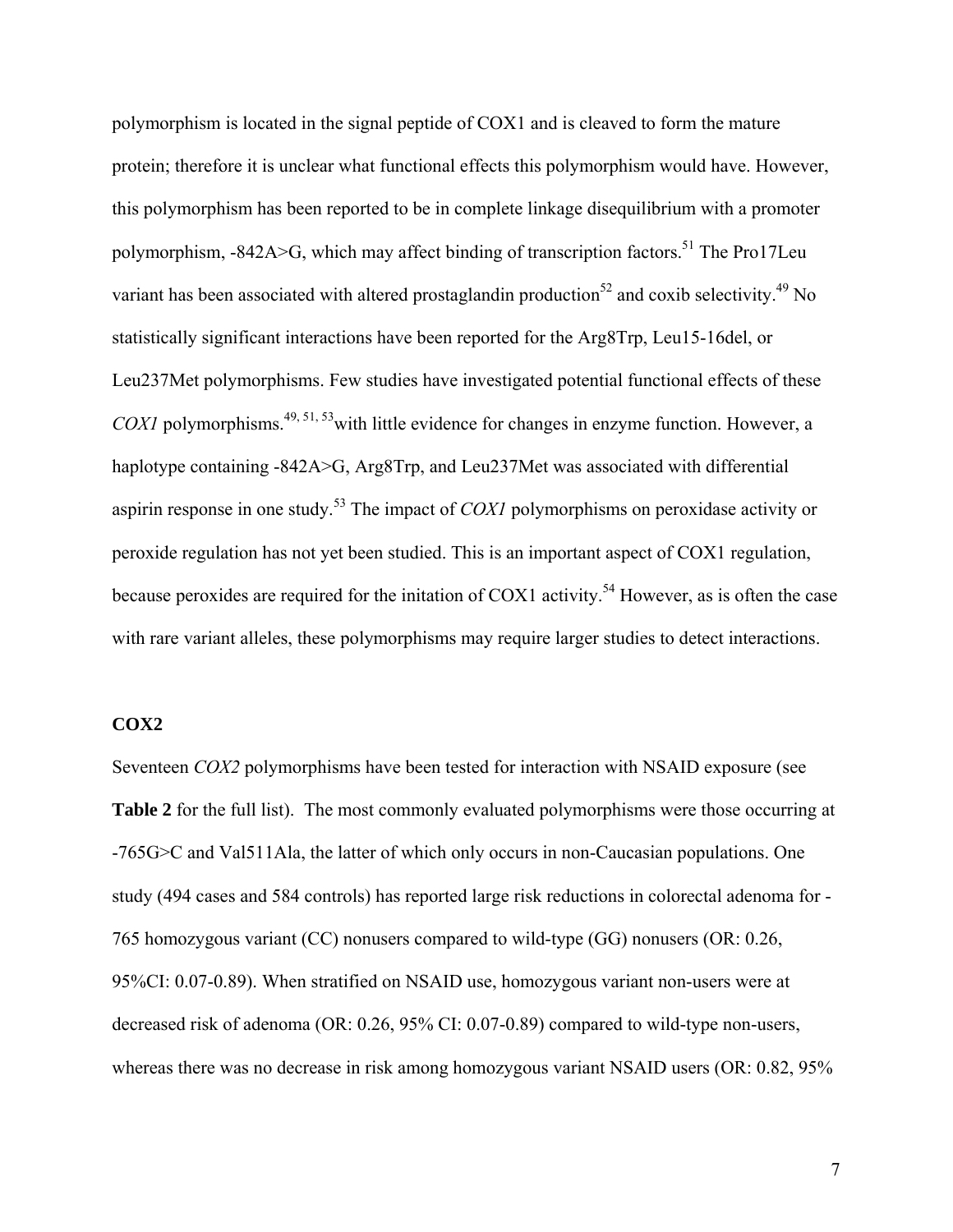polymorphism is located in the signal peptide of COX1 and is cleaved to form the mature protein; therefore it is unclear what functional effects this polymorphism would have. However, this polymorphism has been reported to be in complete linkage disequilibrium with a promoter polymorphism, -842A>G, which may affect binding of transcription factors.[51] The Pro17Leu variant has been associated with altered prostaglandin production[52] and coxib selectivity.[49] No statistically significant interactions have been reported for the Arg8Trp, Leu15-16del, or Leu237Met polymorphisms. Few studies have investigated potential functional effects of these *COX1* polymorphisms.[49, 51, 53]with little evidence for changes in enzyme function. However, a haplotype containing -842A>G, Arg8Trp, and Leu237Met was associated with differential aspirin response in one study.[53] The impact of *COX1* polymorphisms on peroxidase activity or peroxide regulation has not yet been studied. This is an important aspect of COX1 regulation, because peroxides are required for the initation of COX1 activity.[54] However, as is often the case with rare variant alleles, these polymorphisms may require larger studies to detect interactions.

**COX2**

Seventeen *COX2* polymorphisms have been tested for interaction with NSAID exposure (see **Table 2** for the full list). The most commonly evaluated polymorphisms were those occurring at -765G>C and Val511Ala, the latter of which only occurs in non-Caucasian populations. One study (494 cases and 584 controls) has reported large risk reductions in colorectal adenoma for -765 homozygous variant (CC) nonusers compared to wild-type (GG) nonusers (OR: 0.26, 95%CI: 0.07-0.89). When stratified on NSAID use, homozygous variant non-users were at decreased risk of adenoma (OR: 0.26, 95% CI: 0.07-0.89) compared to wild-type non-users, whereas there was no decrease in risk among homozygous variant NSAID users (OR: 0.82, 95%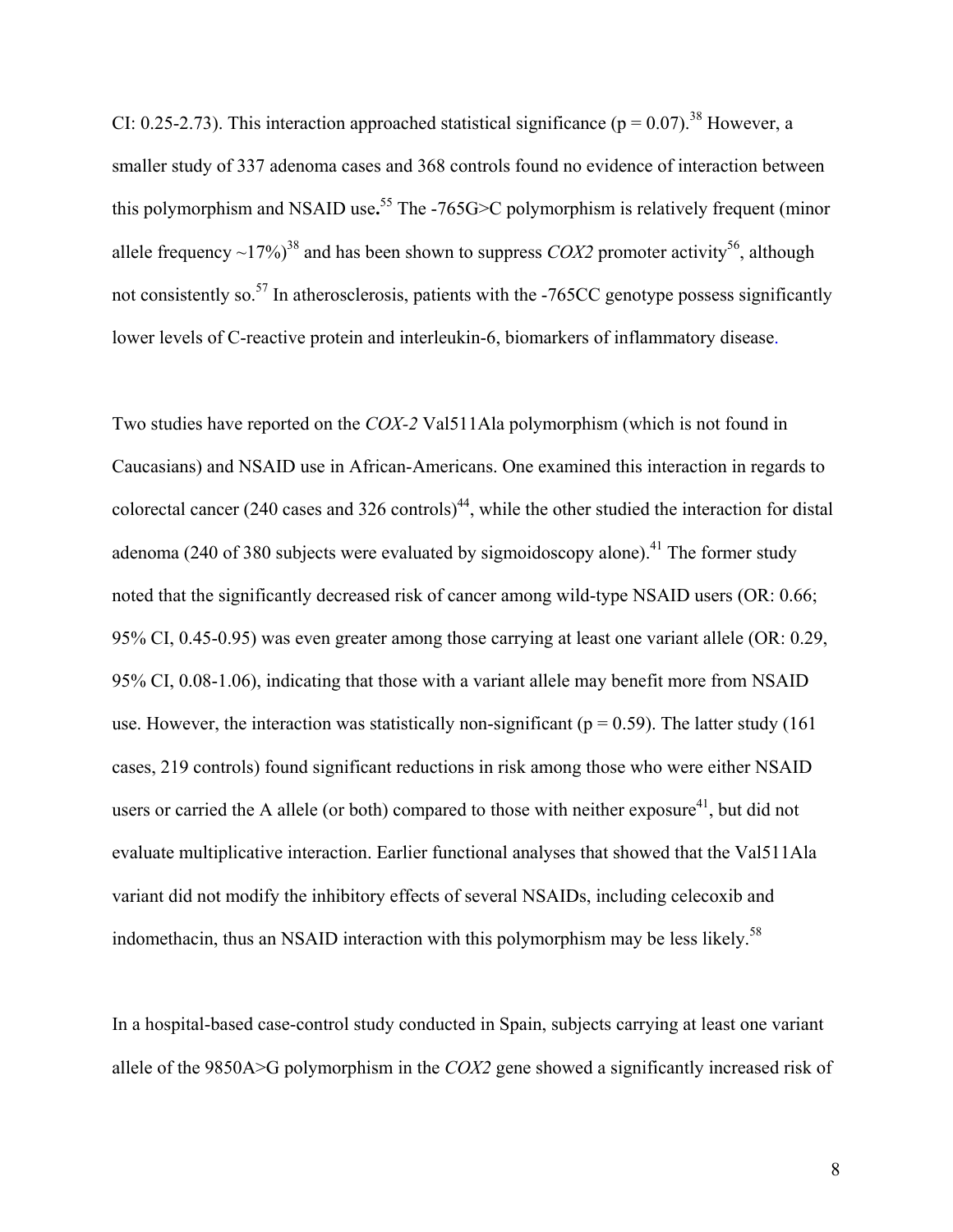CI: 0.25-2.73). This interaction approached statistical significance (p = 0.07).[38] However, a smaller study of 337 adenoma cases and 368 controls found no evidence of interaction between this polymorphism and NSAID use**.**[55] The -765G>C polymorphism is relatively frequent (minor allele frequency ~17%)[38] and has been shown to suppress *COX2* promoter activity[56], although not consistently so.[57] In atherosclerosis, patients with the -765CC genotype possess significantly lower levels of C-reactive protein and interleukin-6, biomarkers of inflammatory disease.

Two studies have reported on the *COX-2* Val511Ala polymorphism (which is not found in Caucasians) and NSAID use in African-Americans. One examined this interaction in regards to colorectal cancer (240 cases and 326 controls)[44], while the other studied the interaction for distal adenoma (240 of 380 subjects were evaluated by sigmoidoscopy alone).[41] The former study noted that the significantly decreased risk of cancer among wild-type NSAID users (OR: 0.66; 95% CI, 0.45-0.95) was even greater among those carrying at least one variant allele (OR: 0.29, 95% CI, 0.08-1.06), indicating that those with a variant allele may benefit more from NSAID use. However, the interaction was statistically non-significant (p = 0.59). The latter study (161 cases, 219 controls) found significant reductions in risk among those who were either NSAID users or carried the A allele (or both) compared to those with neither exposure[41], but did not evaluate multiplicative interaction. Earlier functional analyses that showed that the Val511Ala variant did not modify the inhibitory effects of several NSAIDs, including celecoxib and indomethacin, thus an NSAID interaction with this polymorphism may be less likely.[58]

In a hospital-based case-control study conducted in Spain, subjects carrying at least one variant allele of the 9850A>G polymorphism in the *COX2* gene showed a significantly increased risk of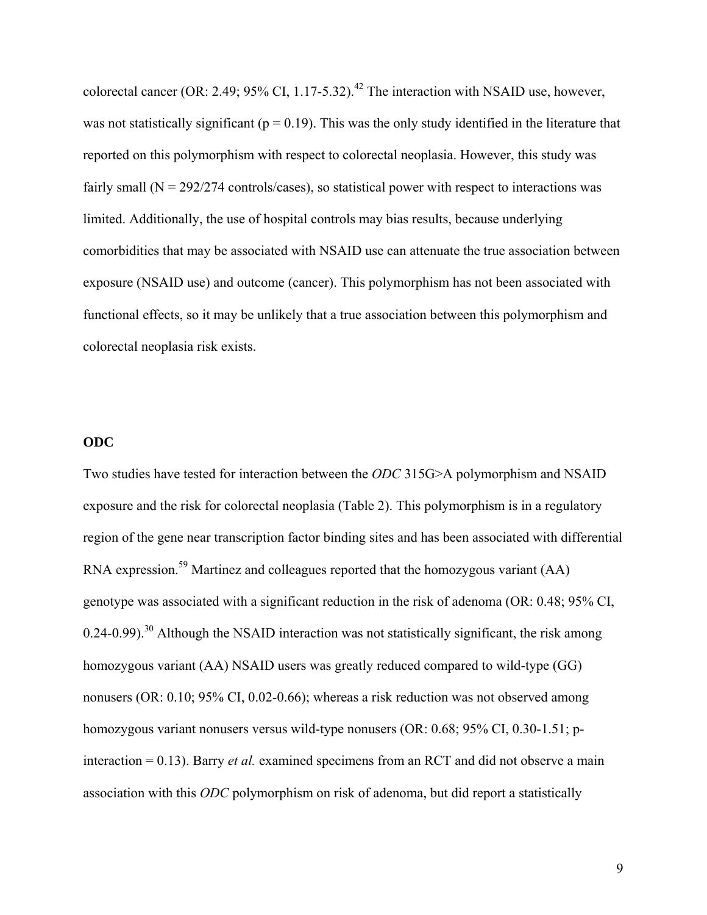colorectal cancer (OR: 2.49; 95% CI, 1.17-5.32).[42] The interaction with NSAID use, however, was not statistically significant ($p = 0.19$). This was the only study identified in the literature that reported on this polymorphism with respect to colorectal neoplasia. However, this study was fairly small (N = 292/274 controls/cases), so statistical power with respect to interactions was limited. Additionally, the use of hospital controls may bias results, because underlying comorbidities that may be associated with NSAID use can attenuate the true association between exposure (NSAID use) and outcome (cancer). This polymorphism has not been associated with functional effects, so it may be unlikely that a true association between this polymorphism and colorectal neoplasia risk exists.

**ODC**

Two studies have tested for interaction between the *ODC* 315G>A polymorphism and NSAID exposure and the risk for colorectal neoplasia (Table 2). This polymorphism is in a regulatory region of the gene near transcription factor binding sites and has been associated with differential RNA expression.[59] Martinez and colleagues reported that the homozygous variant (AA) genotype was associated with a significant reduction in the risk of adenoma (OR: 0.48; 95% CI, 0.24-0.99).[30] Although the NSAID interaction was not statistically significant, the risk among homozygous variant (AA) NSAID users was greatly reduced compared to wild-type (GG) nonusers (OR: 0.10; 95% CI, 0.02-0.66); whereas a risk reduction was not observed among homozygous variant nonusers versus wild-type nonusers (OR: 0.68; 95% CI, 0.30-1.51; p-interaction = 0.13). Barry *et al.* examined specimens from an RCT and did not observe a main association with this *ODC* polymorphism on risk of adenoma, but did report a statistically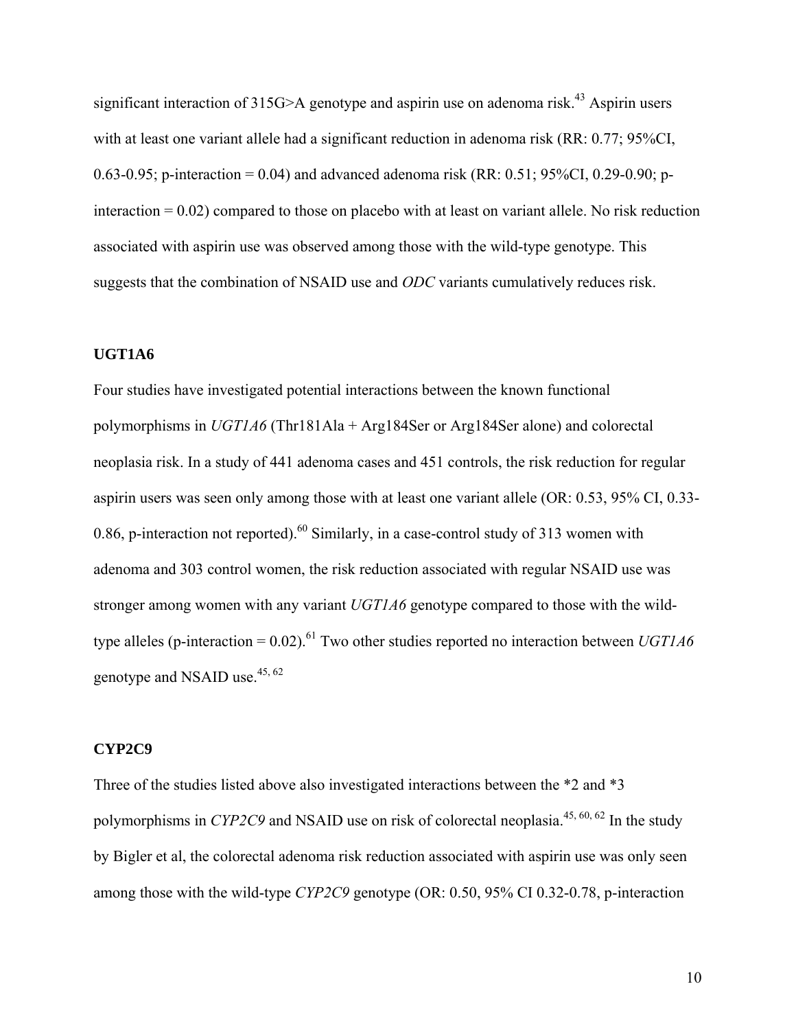significant interaction of 315G>A genotype and aspirin use on adenoma risk.[43] Aspirin users with at least one variant allele had a significant reduction in adenoma risk (RR: 0.77; 95%CI, 0.63-0.95; p-interaction = 0.04) and advanced adenoma risk (RR: 0.51; 95%CI, 0.29-0.90; p-interaction = 0.02) compared to those on placebo with at least on variant allele. No risk reduction associated with aspirin use was observed among those with the wild-type genotype. This suggests that the combination of NSAID use and *ODC* variants cumulatively reduces risk.

**UGT1A6**

Four studies have investigated potential interactions between the known functional polymorphisms in *UGT1A6* (Thr181Ala + Arg184Ser or Arg184Ser alone) and colorectal neoplasia risk. In a study of 441 adenoma cases and 451 controls, the risk reduction for regular aspirin users was seen only among those with at least one variant allele (OR: 0.53, 95% CI, 0.33-0.86, p-interaction not reported).[60] Similarly, in a case-control study of 313 women with adenoma and 303 control women, the risk reduction associated with regular NSAID use was stronger among women with any variant *UGT1A6* genotype compared to those with the wild-type alleles (p-interaction = 0.02).[61] Two other studies reported no interaction between *UGT1A6* genotype and NSAID use.[45, 62]

**CYP2C9**

Three of the studies listed above also investigated interactions between the *2 and *3 polymorphisms in *CYP2C9* and NSAID use on risk of colorectal neoplasia.[45, 60, 62] In the study by Bigler et al, the colorectal adenoma risk reduction associated with aspirin use was only seen among those with the wild-type *CYP2C9* genotype (OR: 0.50, 95% CI 0.32-0.78, p-interaction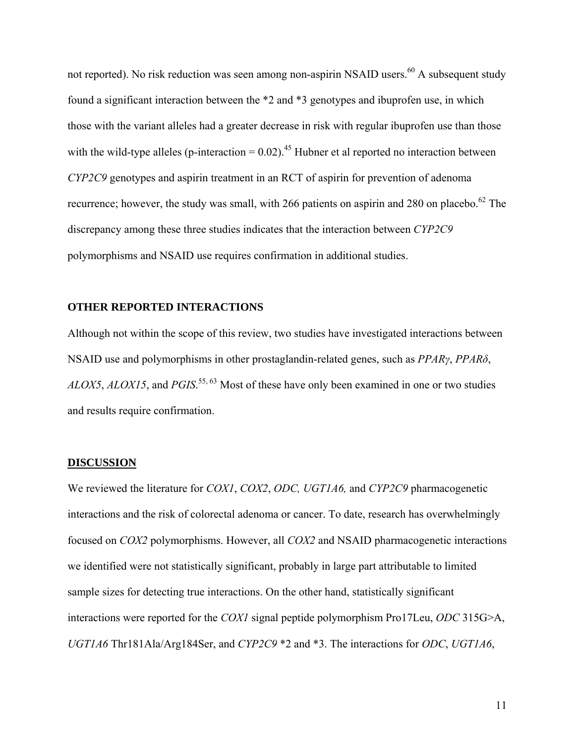not reported). No risk reduction was seen among non-aspirin NSAID users.[60] A subsequent study found a significant interaction between the *2 and *3 genotypes and ibuprofen use, in which those with the variant alleles had a greater decrease in risk with regular ibuprofen use than those with the wild-type alleles (p-interaction = 0.02).[45] Hubner et al reported no interaction between *CYP2C9* genotypes and aspirin treatment in an RCT of aspirin for prevention of adenoma recurrence; however, the study was small, with 266 patients on aspirin and 280 on placebo.[62] The discrepancy among these three studies indicates that the interaction between *CYP2C9* polymorphisms and NSAID use requires confirmation in additional studies.

**OTHER REPORTED INTERACTIONS**

Although not within the scope of this review, two studies have investigated interactions between NSAID use and polymorphisms in other prostaglandin-related genes, such as *PPARγ*, *PPARδ*, *ALOX5*, *ALOX15*, and *PGIS*.[55, 63] Most of these have only been examined in one or two studies and results require confirmation.

**DISCUSSION**

We reviewed the literature for *COX1*, *COX2*, *ODC, UGT1A6,* and *CYP2C9* pharmacogenetic interactions and the risk of colorectal adenoma or cancer. To date, research has overwhelmingly focused on *COX2* polymorphisms. However, all *COX2* and NSAID pharmacogenetic interactions we identified were not statistically significant, probably in large part attributable to limited sample sizes for detecting true interactions. On the other hand, statistically significant interactions were reported for the *COX1* signal peptide polymorphism Pro17Leu, *ODC* 315G>A, *UGT1A6* Thr181Ala/Arg184Ser, and *CYP2C9* *2 and *3. The interactions for *ODC*, *UGT1A6*,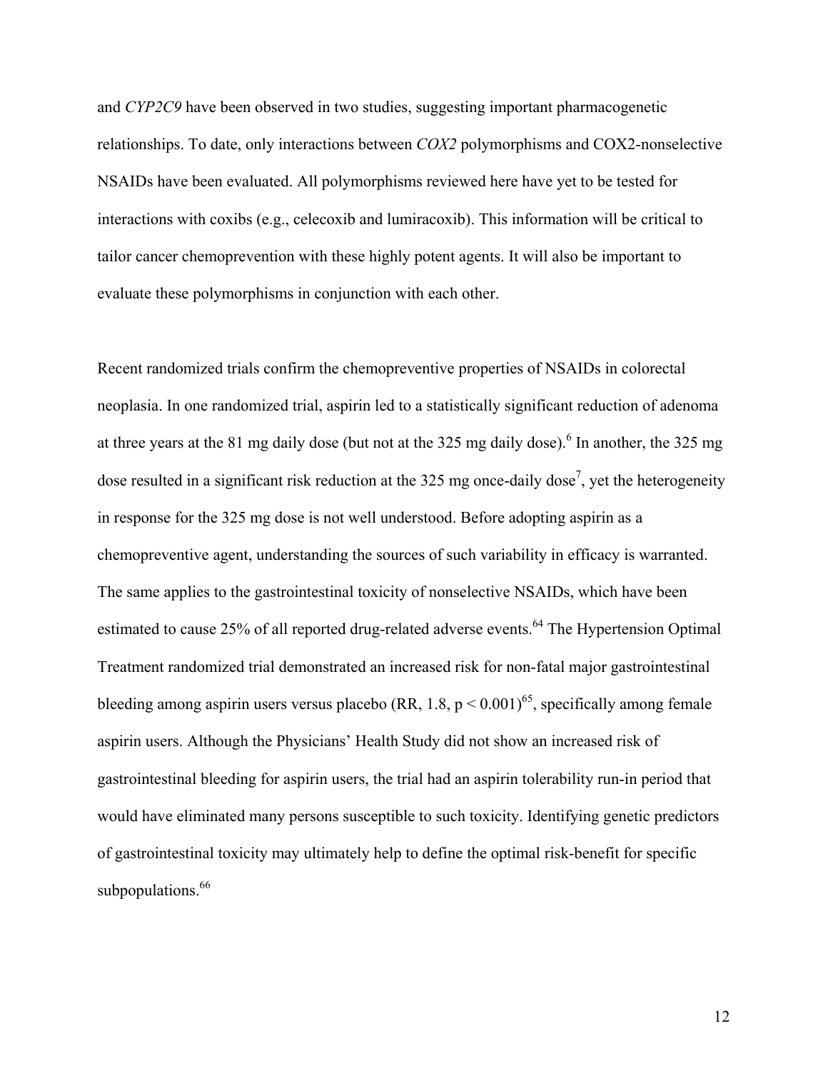and *CYP2C9* have been observed in two studies, suggesting important pharmacogenetic relationships. To date, only interactions between *COX2* polymorphisms and COX2-nonselective NSAIDs have been evaluated. All polymorphisms reviewed here have yet to be tested for interactions with coxibs (e.g., celecoxib and lumiracoxib). This information will be critical to tailor cancer chemoprevention with these highly potent agents. It will also be important to evaluate these polymorphisms in conjunction with each other.

Recent randomized trials confirm the chemopreventive properties of NSAIDs in colorectal neoplasia. In one randomized trial, aspirin led to a statistically significant reduction of adenoma at three years at the 81 mg daily dose (but not at the 325 mg daily dose).[6] In another, the 325 mg dose resulted in a significant risk reduction at the 325 mg once-daily dose[7], yet the heterogeneity in response for the 325 mg dose is not well understood. Before adopting aspirin as a chemopreventive agent, understanding the sources of such variability in efficacy is warranted. The same applies to the gastrointestinal toxicity of nonselective NSAIDs, which have been estimated to cause 25% of all reported drug-related adverse events.[64] The Hypertension Optimal Treatment randomized trial demonstrated an increased risk for non-fatal major gastrointestinal bleeding among aspirin users versus placebo (RR, 1.8, $p < 0.001$)[65], specifically among female aspirin users. Although the Physicians' Health Study did not show an increased risk of gastrointestinal bleeding for aspirin users, the trial had an aspirin tolerability run-in period that would have eliminated many persons susceptible to such toxicity. Identifying genetic predictors of gastrointestinal toxicity may ultimately help to define the optimal risk-benefit for specific subpopulations.[66]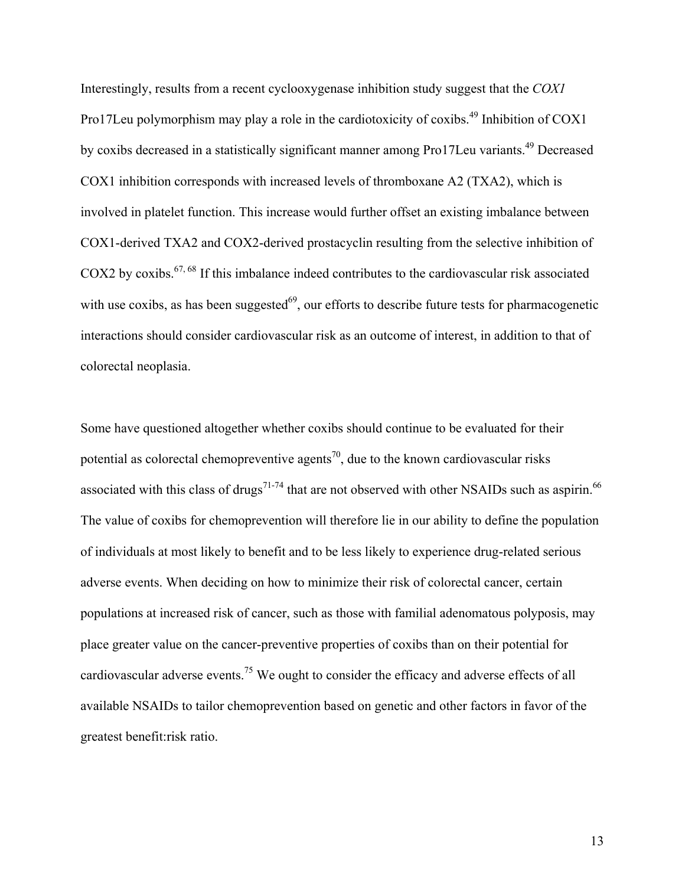Interestingly, results from a recent cyclooxygenase inhibition study suggest that the *COX1* Pro17Leu polymorphism may play a role in the cardiotoxicity of coxibs.[49] Inhibition of COX1 by coxibs decreased in a statistically significant manner among Pro17Leu variants.[49] Decreased COX1 inhibition corresponds with increased levels of thromboxane A2 (TXA2), which is involved in platelet function. This increase would further offset an existing imbalance between COX1-derived TXA2 and COX2-derived prostacyclin resulting from the selective inhibition of COX2 by coxibs.[67, 68] If this imbalance indeed contributes to the cardiovascular risk associated with use coxibs, as has been suggested[69], our efforts to describe future tests for pharmacogenetic interactions should consider cardiovascular risk as an outcome of interest, in addition to that of colorectal neoplasia.

Some have questioned altogether whether coxibs should continue to be evaluated for their potential as colorectal chemopreventive agents[70], due to the known cardiovascular risks associated with this class of drugs[71-74] that are not observed with other NSAIDs such as aspirin.[66] The value of coxibs for chemoprevention will therefore lie in our ability to define the population of individuals at most likely to benefit and to be less likely to experience drug-related serious adverse events. When deciding on how to minimize their risk of colorectal cancer, certain populations at increased risk of cancer, such as those with familial adenomatous polyposis, may place greater value on the cancer-preventive properties of coxibs than on their potential for cardiovascular adverse events.[75] We ought to consider the efficacy and adverse effects of all available NSAIDs to tailor chemoprevention based on genetic and other factors in favor of the greatest benefit:risk ratio.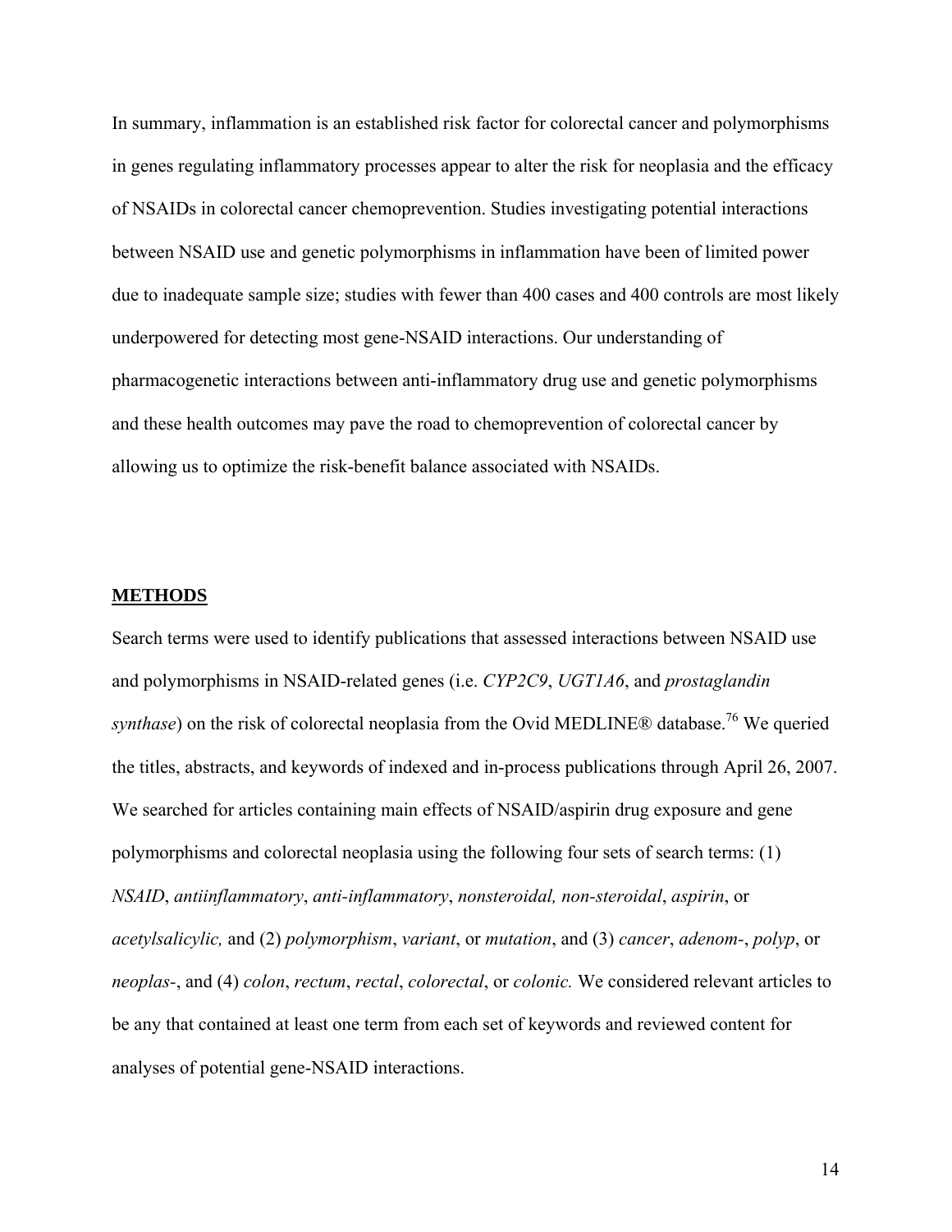In summary, inflammation is an established risk factor for colorectal cancer and polymorphisms in genes regulating inflammatory processes appear to alter the risk for neoplasia and the efficacy of NSAIDs in colorectal cancer chemoprevention. Studies investigating potential interactions between NSAID use and genetic polymorphisms in inflammation have been of limited power due to inadequate sample size; studies with fewer than 400 cases and 400 controls are most likely underpowered for detecting most gene-NSAID interactions. Our understanding of pharmacogenetic interactions between anti-inflammatory drug use and genetic polymorphisms and these health outcomes may pave the road to chemoprevention of colorectal cancer by allowing us to optimize the risk-benefit balance associated with NSAIDs.

## METHODS

Search terms were used to identify publications that assessed interactions between NSAID use and polymorphisms in NSAID-related genes (i.e. *CYP2C9*, *UGT1A6*, and *prostaglandin synthase*) on the risk of colorectal neoplasia from the Ovid MEDLINE® database.[76] We queried the titles, abstracts, and keywords of indexed and in-process publications through April 26, 2007. We searched for articles containing main effects of NSAID/aspirin drug exposure and gene polymorphisms and colorectal neoplasia using the following four sets of search terms: (1) *NSAID*, *antiinflammatory*, *anti-inflammatory*, *nonsteroidal, non-steroidal*, *aspirin*, or *acetylsalicylic,* and (2) *polymorphism*, *variant*, or *mutation*, and (3) *cancer*, *adenom-*, *polyp*, or *neoplas-*, and (4) *colon*, *rectum*, *rectal*, *colorectal*, or *colonic.* We considered relevant articles to be any that contained at least one term from each set of keywords and reviewed content for analyses of potential gene-NSAID interactions.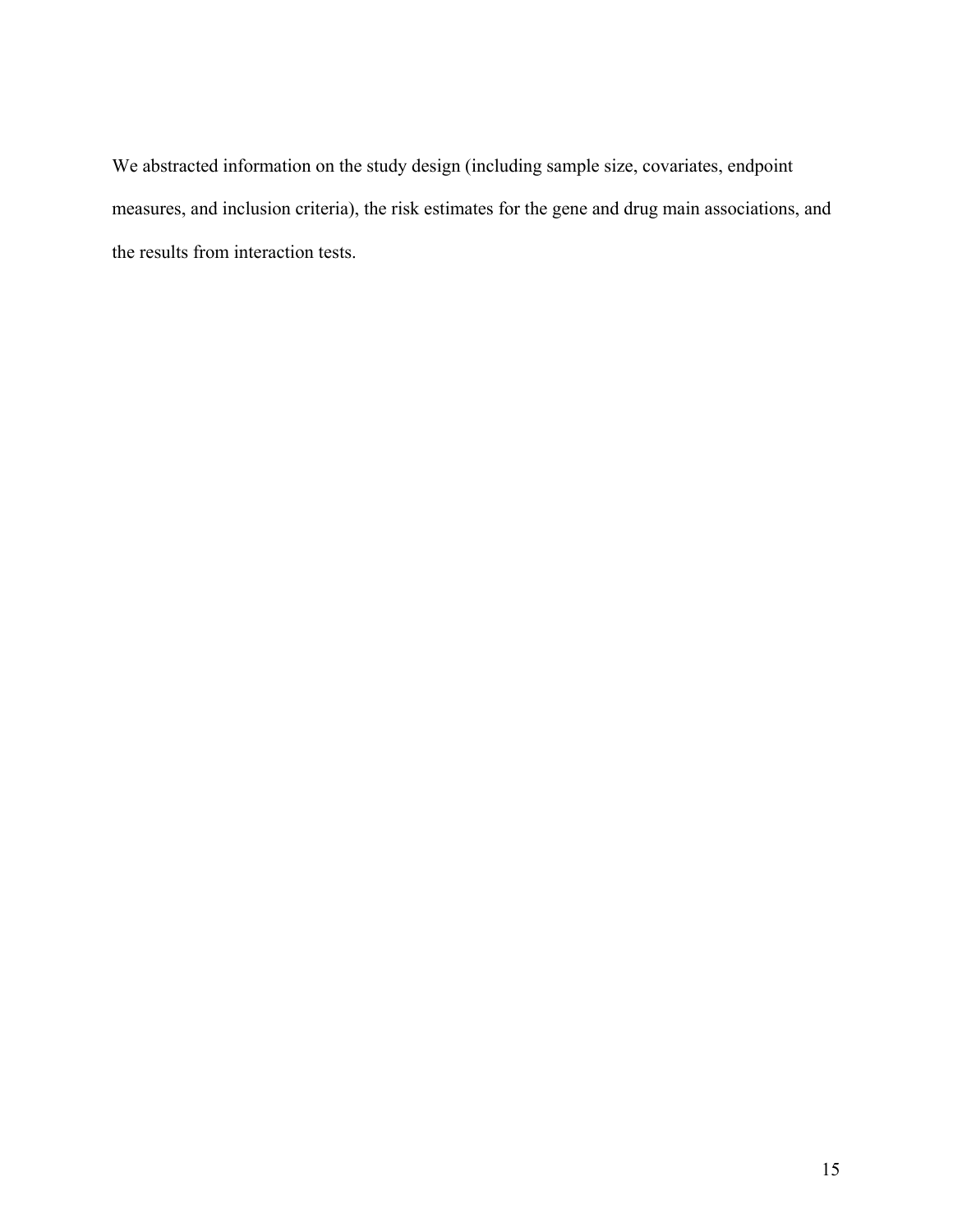We abstracted information on the study design (including sample size, covariates, endpoint measures, and inclusion criteria), the risk estimates for the gene and drug main associations, and the results from interaction tests.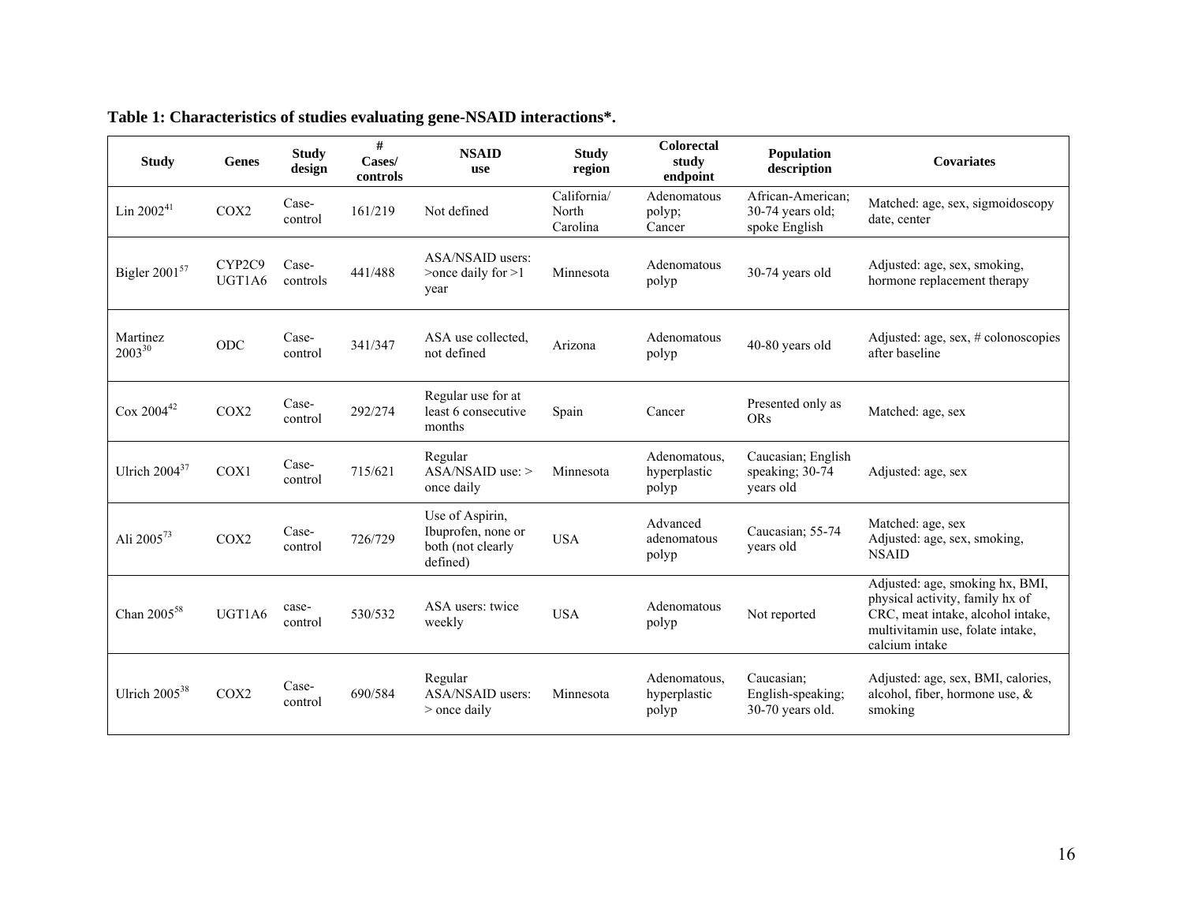**Table 1: Characteristics of studies evaluating gene-NSAID interactions*.**

| Study | Genes | Study design | # Cases/ controls | NSAID use | Study region | Colorectal study endpoint | Population description | Covariates |
|---|---|---|---|---|---|---|---|---|
| Lin 2002[41] | COX2 | Case-control | 161/219 | Not defined | California/ North Carolina | Adenomatous polyp; Cancer | African-American; 30-74 years old; spoke English | Matched: age, sex, sigmoidoscopy date, center |
| Bigler 2001[57] | CYP2C9 UGT1A6 | Case-controls | 441/488 | ASA/NSAID users: >once daily for >1 year | Minnesota | Adenomatous polyp | 30-74 years old | Adjusted: age, sex, smoking, hormone replacement therapy |
| Martinez 2003[30] | ODC | Case-control | 341/347 | ASA use collected, not defined | Arizona | Adenomatous polyp | 40-80 years old | Adjusted: age, sex, # colonoscopies after baseline |
| Cox 2004[42] | COX2 | Case-control | 292/274 | Regular use for at least 6 consecutive months | Spain | Cancer | Presented only as ORs | Matched: age, sex |
| Ulrich 2004[37] | COX1 | Case-control | 715/621 | Regular ASA/NSAID use: > once daily | Minnesota | Adenomatous, hyperplastic polyp | Caucasian; English speaking; 30-74 years old | Adjusted: age, sex |
| Ali 2005[73] | COX2 | Case-control | 726/729 | Use of Aspirin, Ibuprofen, none or both (not clearly defined) | USA | Advanced adenomatous polyp | Caucasian; 55-74 years old | Matched: age, sex Adjusted: age, sex, smoking, NSAID |
| Chan 2005[58] | UGT1A6 | case-control | 530/532 | ASA users: twice weekly | USA | Adenomatous polyp | Not reported | Adjusted: age, smoking hx, BMI, physical activity, family hx of CRC, meat intake, alcohol intake, multivitamin use, folate intake, calcium intake |
| Ulrich 2005[38] | COX2 | Case-control | 690/584 | Regular ASA/NSAID users: > once daily | Minnesota | Adenomatous, hyperplastic polyp | Caucasian; English-speaking; 30-70 years old. | Adjusted: age, sex, BMI, calories, alcohol, fiber, hormone use, & smoking |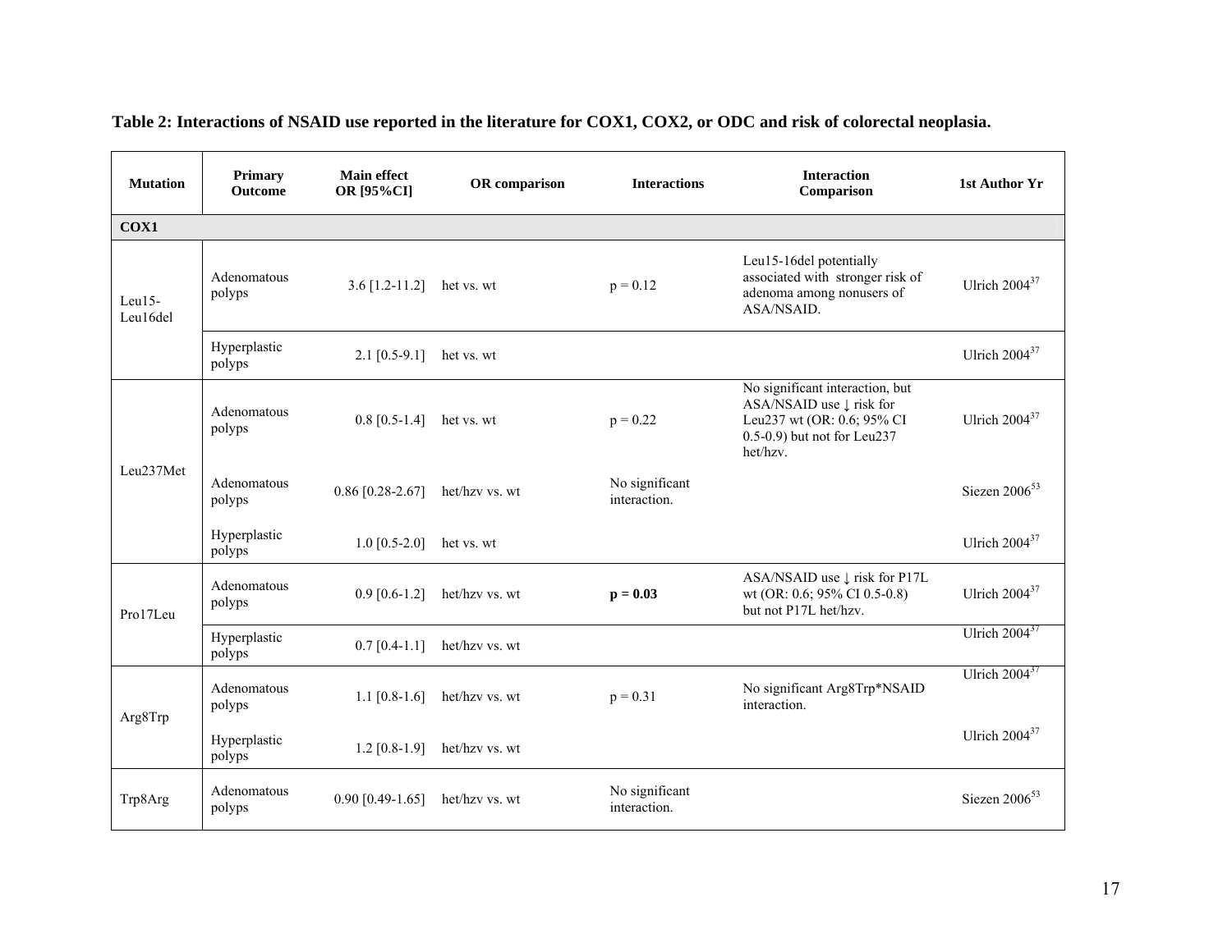**Table 2: Interactions of NSAID use reported in the literature for COX1, COX2, or ODC and risk of colorectal neoplasia.**

| Mutation | Primary Outcome | Main effect OR [95%CI] | OR comparison | Interactions | Interaction Comparison | 1st Author Yr |
|---|---|---|---|---|---|---|
| **COX1** | | | | | | |
| Leu15-Leu16del | Adenomatous polyps | 3.6 [1.2-11.2] | het vs. wt | p = 0.12 | Leu15-16del potentially associated with stronger risk of adenoma among nonusers of ASA/NSAID. | Ulrich 2004[37] |
| | Hyperplastic polyps | 2.1 [0.5-9.1] | het vs. wt | | | Ulrich 2004[37] |
| Leu237Met | Adenomatous polyps | 0.8 [0.5-1.4] | het vs. wt | p = 0.22 | No significant interaction, but ASA/NSAID use ↓ risk for Leu237 wt (OR: 0.6; 95% CI 0.5-0.9) but not for Leu237 het/hzv. | Ulrich 2004[37] |
| | Adenomatous polyps | 0.86 [0.28-2.67] | het/hzv vs. wt | No significant interaction. | | Siezen 2006[53] |
| | Hyperplastic polyps | 1.0 [0.5-2.0] | het vs. wt | | | Ulrich 2004[37] |
| Pro17Leu | Adenomatous polyps | 0.9 [0.6-1.2] | het/hzv vs. wt | **p = 0.03** | ASA/NSAID use ↓ risk for P17L wt (OR: 0.6; 95% CI 0.5-0.8) but not P17L het/hzv. | Ulrich 2004[37] |
| | Hyperplastic polyps | 0.7 [0.4-1.1] | het/hzv vs. wt | | | Ulrich 2004[37] |
| Arg8Trp | Adenomatous polyps | 1.1 [0.8-1.6] | het/hzv vs. wt | p = 0.31 | No significant Arg8Trp*NSAID interaction. | Ulrich 2004[37] |
| | Hyperplastic polyps | 1.2 [0.8-1.9] | het/hzv vs. wt | | | Ulrich 2004[37] |
| Trp8Arg | Adenomatous polyps | 0.90 [0.49-1.65] | het/hzv vs. wt | No significant interaction. | | Siezen 2006[53] |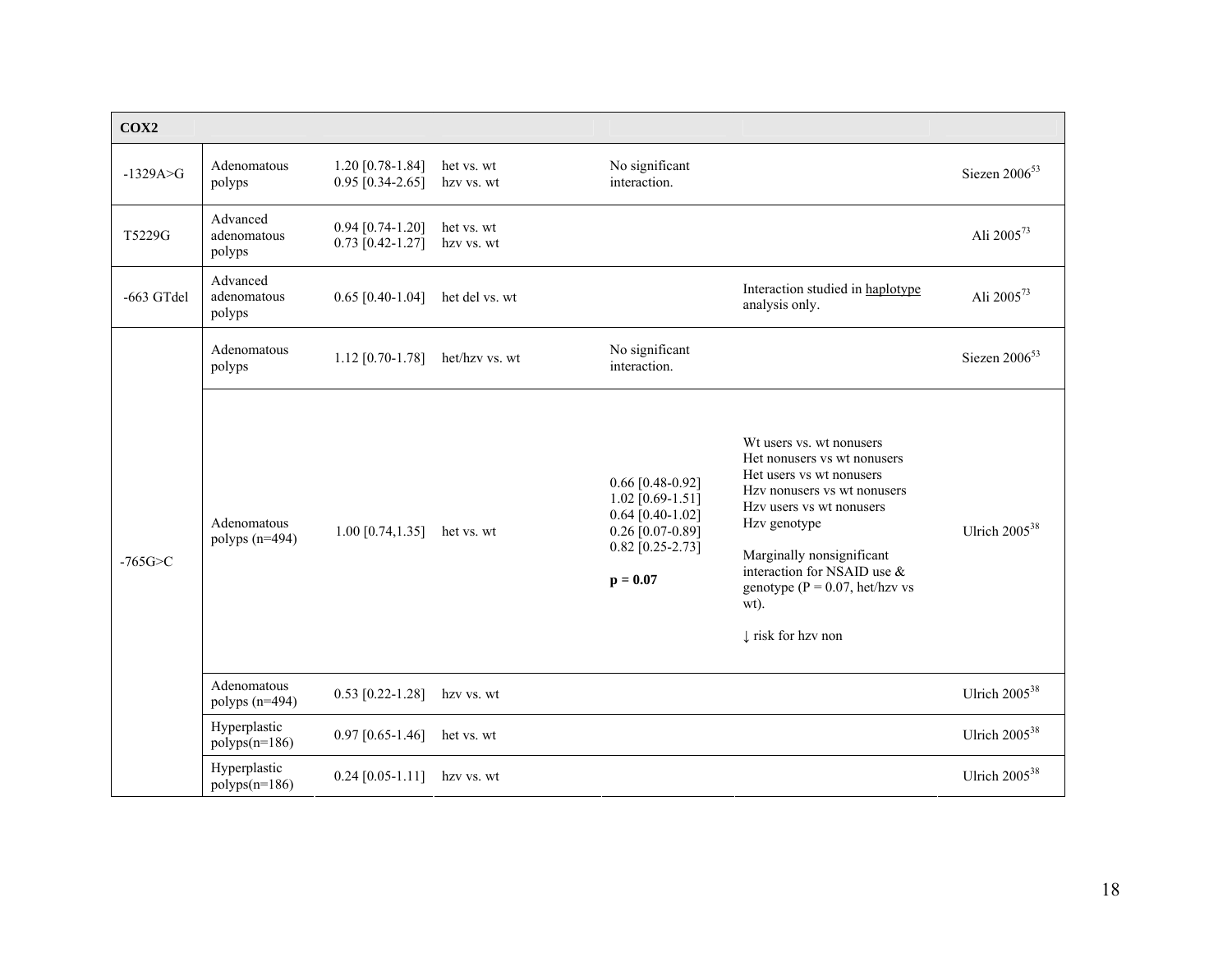| COX2 | | | | | | |
|---|---|---|---|---|---|---|
| -1329A>G | Adenomatous polyps | 1.20 [0.78-1.84]<br>0.95 [0.34-2.65] | het vs. wt<br>hzv vs. wt | No significant interaction. | | Siezen 2006[53] |
| T5229G | Advanced adenomatous polyps | 0.94 [0.74-1.20]<br>0.73 [0.42-1.27] | het vs. wt<br>hzv vs. wt | | | Ali 2005[73] |
| -663 GTdel | Advanced adenomatous polyps | 0.65 [0.40-1.04] | het del vs. wt | | Interaction studied in haplotype analysis only. | Ali 2005[73] |
| -765G>C | Adenomatous polyps | 1.12 [0.70-1.78] | het/hzv vs. wt | No significant interaction. | | Siezen 2006[53] |
| | Adenomatous polyps (n=494) | 1.00 [0.74,1.35] | het vs. wt | 0.66 [0.48-0.92]<br>1.02 [0.69-1.51]<br>0.64 [0.40-1.02]<br>0.26 [0.07-0.89]<br>0.82 [0.25-2.73]<br><br>**p = 0.07** | Wt users vs. wt nonusers<br>Het nonusers vs wt nonusers<br>Het users vs wt nonusers<br>Hzv nonusers vs wt nonusers<br>Hzv users vs wt nonusers<br>Hzv genotype<br><br>Marginally nonsignificant interaction for NSAID use & genotype (P = 0.07, het/hzv vs wt).<br><br>↓ risk for hzv non | Ulrich 2005[38] |
| | Adenomatous polyps (n=494) | 0.53 [0.22-1.28] | hzv vs. wt | | | Ulrich 2005[38] |
| | Hyperplastic polyps(n=186) | 0.97 [0.65-1.46] | het vs. wt | | | Ulrich 2005[38] |
| | Hyperplastic polyps(n=186) | 0.24 [0.05-1.11] | hzv vs. wt | | | Ulrich 2005[38] |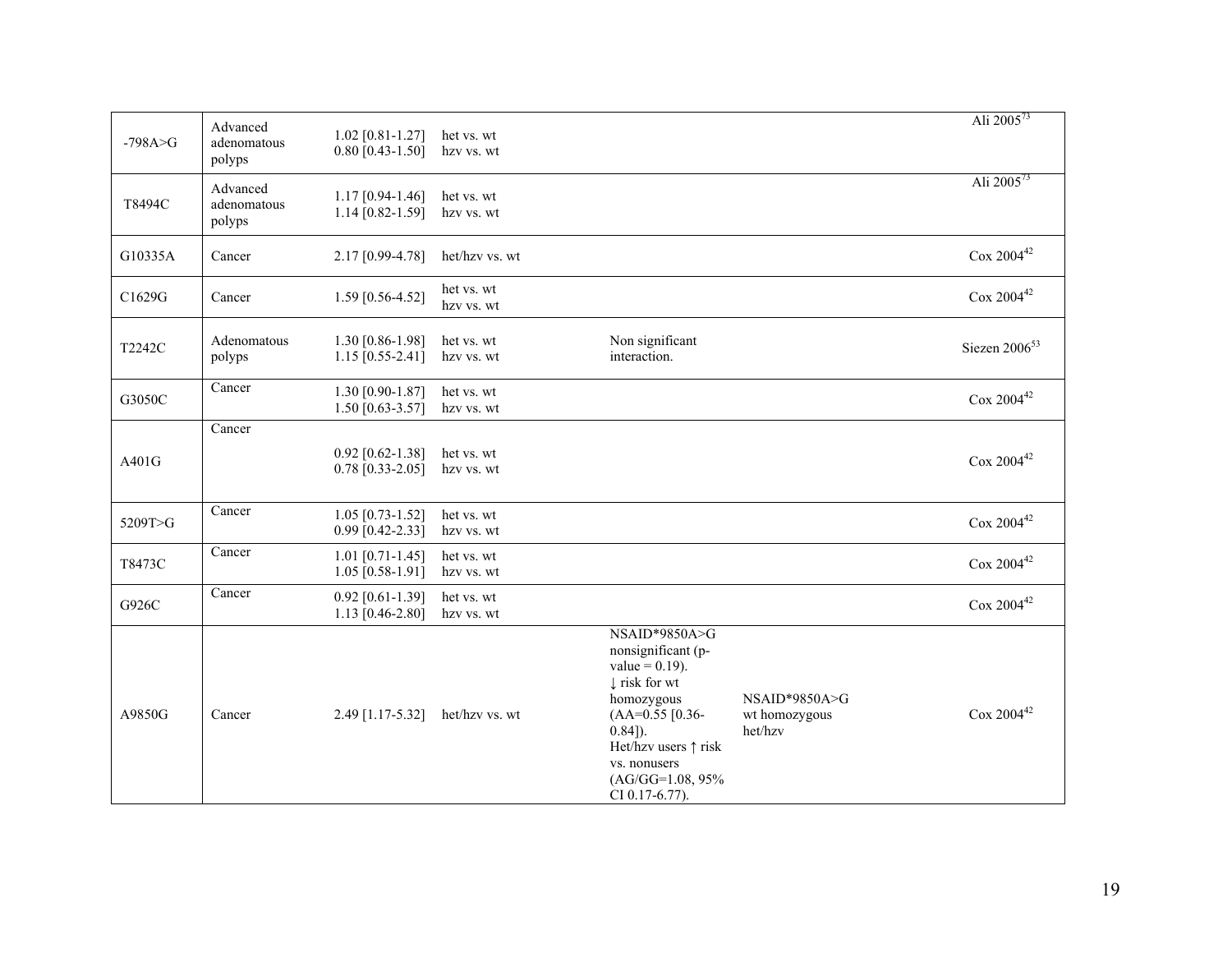| | | | | | | |
|---|---|---|---|---|---|---|
| -798A>G | Advanced adenomatous polyps | 1.02 [0.81-1.27]<br>0.80 [0.43-1.50] | het vs. wt<br>hzv vs. wt | | | Ali 2005[73] |
| T8494C | Advanced adenomatous polyps | 1.17 [0.94-1.46]<br>1.14 [0.82-1.59] | het vs. wt<br>hzv vs. wt | | | Ali 2005[73] |
| G10335A | Cancer | 2.17 [0.99-4.78] | het/hzv vs. wt | | | Cox 2004[42] |
| C1629G | Cancer | 1.59 [0.56-4.52] | het vs. wt<br>hzv vs. wt | | | Cox 2004[42] |
| T2242C | Adenomatous polyps | 1.30 [0.86-1.98]<br>1.15 [0.55-2.41] | het vs. wt<br>hzv vs. wt | Non significant interaction. | | Siezen 2006[53] |
| G3050C | Cancer | 1.30 [0.90-1.87]<br>1.50 [0.63-3.57] | het vs. wt<br>hzv vs. wt | | | Cox 2004[42] |
| A401G | Cancer | 0.92 [0.62-1.38]<br>0.78 [0.33-2.05] | het vs. wt<br>hzv vs. wt | | | Cox 2004[42] |
| 5209T>G | Cancer | 1.05 [0.73-1.52]<br>0.99 [0.42-2.33] | het vs. wt<br>hzv vs. wt | | | Cox 2004[42] |
| T8473C | Cancer | 1.01 [0.71-1.45]<br>1.05 [0.58-1.91] | het vs. wt<br>hzv vs. wt | | | Cox 2004[42] |
| G926C | Cancer | 0.92 [0.61-1.39]<br>1.13 [0.46-2.80] | het vs. wt<br>hzv vs. wt | | | Cox 2004[42] |
| A9850G | Cancer | 2.49 [1.17-5.32] | het/hzv vs. wt | NSAID*9850A>G nonsignificant (p-value = 0.19). ↓ risk for wt homozygous (AA=0.55 [0.36-0.84]). Het/hzv users ↑ risk vs. nonusers (AG/GG=1.08, 95% CI 0.17-6.77). | NSAID*9850A>G wt homozygous het/hzv | Cox 2004[42] |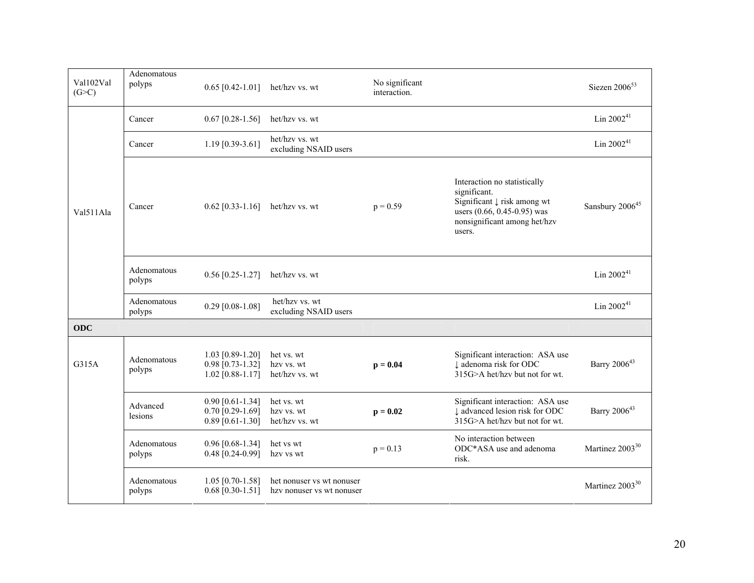| | | | | | | |
|---|---|---|---|---|---|---|
| Val102Val (G>C) | Adenomatous polyps | 0.65 [0.42-1.01] | het/hzv vs. wt | No significant interaction. | | Siezen 2006[53] |
| Val511Ala | Cancer | 0.67 [0.28-1.56] | het/hzv vs. wt | | | Lin 2002[41] |
| | Cancer | 1.19 [0.39-3.61] | het/hzv vs. wt excluding NSAID users | | | Lin 2002[41] |
| | Cancer | 0.62 [0.33-1.16] | het/hzv vs. wt | p = 0.59 | Interaction no statistically significant. Significant ↓ risk among wt users (0.66, 0.45-0.95) was nonsignificant among het/hzv users. | Sansbury 2006[45] |
| | Adenomatous polyps | 0.56 [0.25-1.27] | het/hzv vs. wt | | | Lin 2002[41] |
| | Adenomatous polyps | 0.29 [0.08-1.08] | het/hzv vs. wt excluding NSAID users | | | Lin 2002[41] |
| **ODC** | | | | | | |
| G315A | Adenomatous polyps | 1.03 [0.89-1.20]<br>0.98 [0.73-1.32]<br>1.02 [0.88-1.17] | het vs. wt<br>hzv vs. wt<br>het/hzv vs. wt | **p = 0.04** | Significant interaction: ASA use ↓ adenoma risk for ODC 315G>A het/hzv but not for wt. | Barry 2006[43] |
| | Advanced lesions | 0.90 [0.61-1.34]<br>0.70 [0.29-1.69]<br>0.89 [0.61-1.30] | het vs. wt<br>hzv vs. wt<br>het/hzv vs. wt | **p = 0.02** | Significant interaction: ASA use ↓ advanced lesion risk for ODC 315G>A het/hzv but not for wt. | Barry 2006[43] |
| | Adenomatous polyps | 0.96 [0.68-1.34]<br>0.48 [0.24-0.99] | het vs wt<br>hzv vs wt | p = 0.13 | No interaction between ODC*ASA use and adenoma risk. | Martinez 2003[30] |
| | Adenomatous polyps | 1.05 [0.70-1.58]<br>0.68 [0.30-1.51] | het nonuser vs wt nonuser<br>hzv nonuser vs wt nonuser | | | Martinez 2003[30] |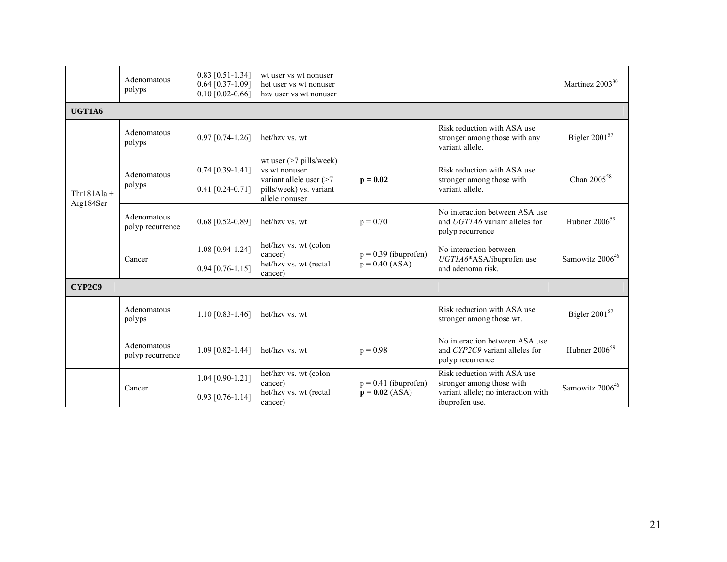| | | | | | | |
|---|---|---|---|---|---|---|
| | Adenomatous polyps | 0.83 [0.51-1.34]<br>0.64 [0.37-1.09]<br>0.10 [0.02-0.66] | wt user vs wt nonuser<br>het user vs wt nonuser<br>hzv user vs wt nonuser | | | Martinez 2003[30] |
| **UGT1A6** | | | | | | |
| Thr181Ala + Arg184Ser | Adenomatous polyps | 0.97 [0.74-1.26] | het/hzv vs. wt | | Risk reduction with ASA use stronger among those with any variant allele. | Bigler 2001[57] |
| | Adenomatous polyps | 0.74 [0.39-1.41]<br>0.41 [0.24-0.71] | wt user (>7 pills/week) vs.wt nonuser<br>variant allele user (>7 pills/week) vs. variant allele nonuser | **p = 0.02** | Risk reduction with ASA use stronger among those with variant allele. | Chan 2005[58] |
| | Adenomatous polyp recurrence | 0.68 [0.52-0.89] | het/hzv vs. wt | p = 0.70 | No interaction between ASA use and *UGT1A6* variant alleles for polyp recurrence | Hubner 2006[59] |
| | Cancer | 1.08 [0.94-1.24]<br>0.94 [0.76-1.15] | het/hzv vs. wt (colon cancer)<br>het/hzv vs. wt (rectal cancer) | p = 0.39 (ibuprofen)<br>p = 0.40 (ASA) | No interaction between *UGT1A6*\*ASA/ibuprofen use and adenoma risk. | Samowitz 2006[46] |
| **CYP2C9** | | | | | | |
| | Adenomatous polyps | 1.10 [0.83-1.46] | het/hzv vs. wt | | Risk reduction with ASA use stronger among those wt. | Bigler 2001[57] |
| | Adenomatous polyp recurrence | 1.09 [0.82-1.44] | het/hzv vs. wt | p = 0.98 | No interaction between ASA use and *CYP2C9* variant alleles for polyp recurrence | Hubner 2006[59] |
| | Cancer | 1.04 [0.90-1.21]<br>0.93 [0.76-1.14] | het/hzv vs. wt (colon cancer)<br>het/hzv vs. wt (rectal cancer) | p = 0.41 (ibuprofen)<br>**p = 0.02** (ASA) | Risk reduction with ASA use stronger among those with variant allele; no interaction with ibuprofen use. | Samowitz 2006[46] |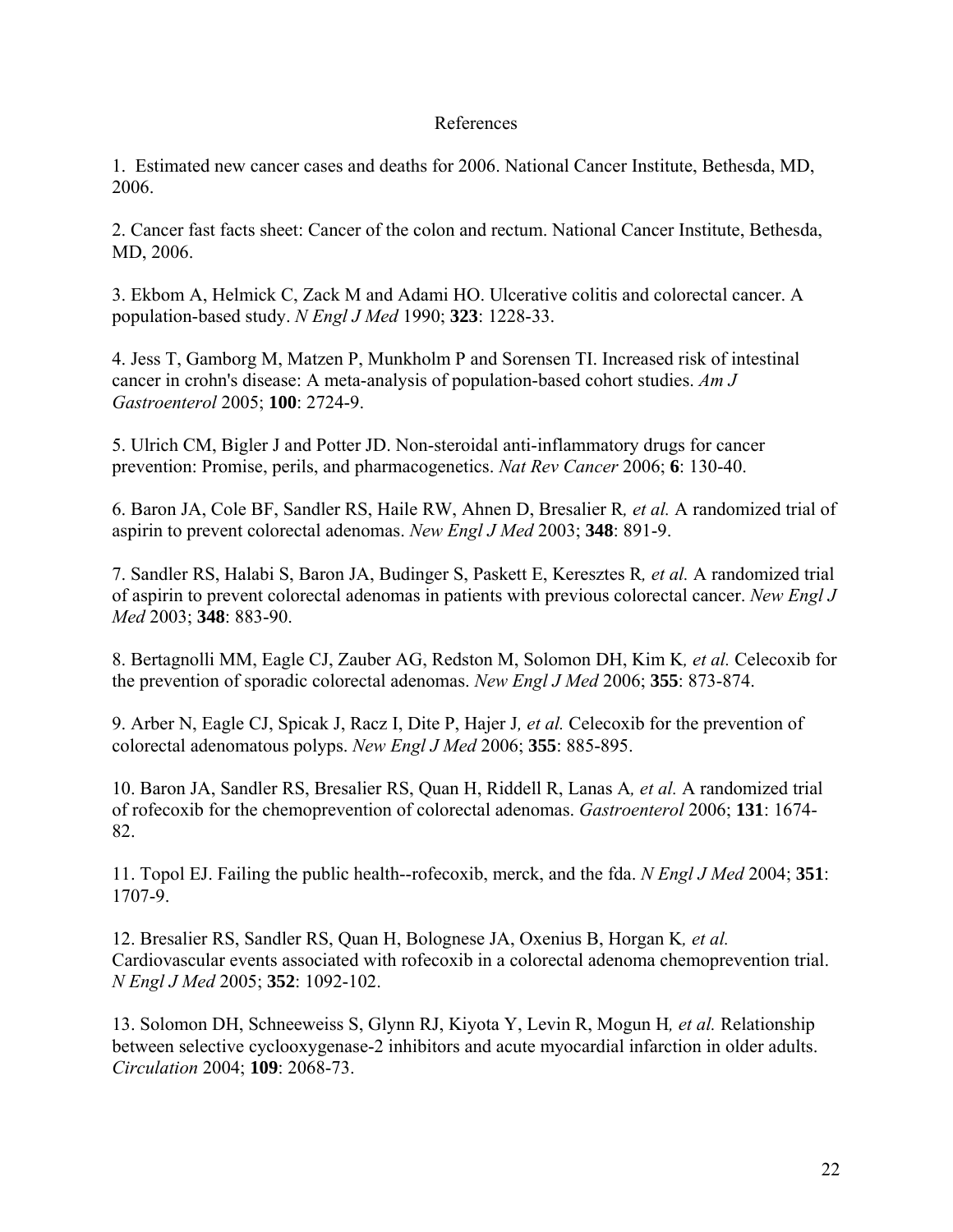# References

1. Estimated new cancer cases and deaths for 2006. National Cancer Institute, Bethesda, MD, 2006.

2. Cancer fast facts sheet: Cancer of the colon and rectum. National Cancer Institute, Bethesda, MD, 2006.

3. Ekbom A, Helmick C, Zack M and Adami HO. Ulcerative colitis and colorectal cancer. A population-based study. *N Engl J Med* 1990; **323**: 1228-33.

4. Jess T, Gamborg M, Matzen P, Munkholm P and Sorensen TI. Increased risk of intestinal cancer in crohn's disease: A meta-analysis of population-based cohort studies. *Am J Gastroenterol* 2005; **100**: 2724-9.

5. Ulrich CM, Bigler J and Potter JD. Non-steroidal anti-inflammatory drugs for cancer prevention: Promise, perils, and pharmacogenetics. *Nat Rev Cancer* 2006; **6**: 130-40.

6. Baron JA, Cole BF, Sandler RS, Haile RW, Ahnen D, Bresalier R*, et al.* A randomized trial of aspirin to prevent colorectal adenomas. *New Engl J Med* 2003; **348**: 891-9.

7. Sandler RS, Halabi S, Baron JA, Budinger S, Paskett E, Keresztes R*, et al.* A randomized trial of aspirin to prevent colorectal adenomas in patients with previous colorectal cancer. *New Engl J Med* 2003; **348**: 883-90.

8. Bertagnolli MM, Eagle CJ, Zauber AG, Redston M, Solomon DH, Kim K*, et al.* Celecoxib for the prevention of sporadic colorectal adenomas. *New Engl J Med* 2006; **355**: 873-874.

9. Arber N, Eagle CJ, Spicak J, Racz I, Dite P, Hajer J*, et al.* Celecoxib for the prevention of colorectal adenomatous polyps. *New Engl J Med* 2006; **355**: 885-895.

10. Baron JA, Sandler RS, Bresalier RS, Quan H, Riddell R, Lanas A*, et al.* A randomized trial of rofecoxib for the chemoprevention of colorectal adenomas. *Gastroenterol* 2006; **131**: 1674-82.

11. Topol EJ. Failing the public health--rofecoxib, merck, and the fda. *N Engl J Med* 2004; **351**: 1707-9.

12. Bresalier RS, Sandler RS, Quan H, Bolognese JA, Oxenius B, Horgan K*, et al.* Cardiovascular events associated with rofecoxib in a colorectal adenoma chemoprevention trial. *N Engl J Med* 2005; **352**: 1092-102.

13. Solomon DH, Schneeweiss S, Glynn RJ, Kiyota Y, Levin R, Mogun H*, et al.* Relationship between selective cyclooxygenase-2 inhibitors and acute myocardial infarction in older adults. *Circulation* 2004; **109**: 2068-73.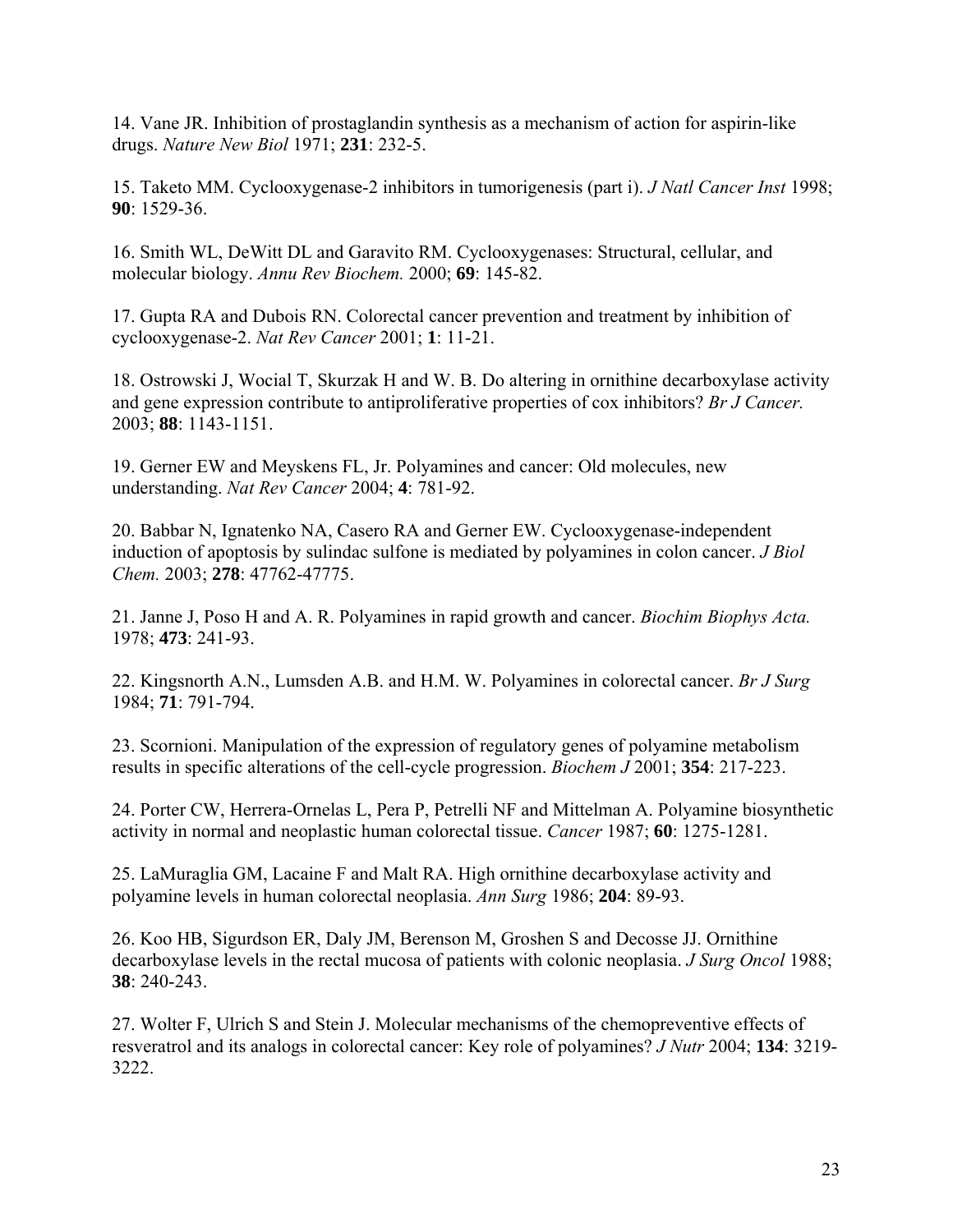14. Vane JR. Inhibition of prostaglandin synthesis as a mechanism of action for aspirin-like drugs. *Nature New Biol* 1971; **231**: 232-5.

15. Taketo MM. Cyclooxygenase-2 inhibitors in tumorigenesis (part i). *J Natl Cancer Inst* 1998; **90**: 1529-36.

16. Smith WL, DeWitt DL and Garavito RM. Cyclooxygenases: Structural, cellular, and molecular biology. *Annu Rev Biochem.* 2000; **69**: 145-82.

17. Gupta RA and Dubois RN. Colorectal cancer prevention and treatment by inhibition of cyclooxygenase-2. *Nat Rev Cancer* 2001; **1**: 11-21.

18. Ostrowski J, Wocial T, Skurzak H and W. B. Do altering in ornithine decarboxylase activity and gene expression contribute to antiproliferative properties of cox inhibitors? *Br J Cancer.* 2003; **88**: 1143-1151.

19. Gerner EW and Meyskens FL, Jr. Polyamines and cancer: Old molecules, new understanding. *Nat Rev Cancer* 2004; **4**: 781-92.

20. Babbar N, Ignatenko NA, Casero RA and Gerner EW. Cyclooxygenase-independent induction of apoptosis by sulindac sulfone is mediated by polyamines in colon cancer. *J Biol Chem.* 2003; **278**: 47762-47775.

21. Janne J, Poso H and A. R. Polyamines in rapid growth and cancer. *Biochim Biophys Acta.* 1978; **473**: 241-93.

22. Kingsnorth A.N., Lumsden A.B. and H.M. W. Polyamines in colorectal cancer. *Br J Surg* 1984; **71**: 791-794.

23. Scornioni. Manipulation of the expression of regulatory genes of polyamine metabolism results in specific alterations of the cell-cycle progression. *Biochem J* 2001; **354**: 217-223.

24. Porter CW, Herrera-Ornelas L, Pera P, Petrelli NF and Mittelman A. Polyamine biosynthetic activity in normal and neoplastic human colorectal tissue. *Cancer* 1987; **60**: 1275-1281.

25. LaMuraglia GM, Lacaine F and Malt RA. High ornithine decarboxylase activity and polyamine levels in human colorectal neoplasia. *Ann Surg* 1986; **204**: 89-93.

26. Koo HB, Sigurdson ER, Daly JM, Berenson M, Groshen S and Decosse JJ. Ornithine decarboxylase levels in the rectal mucosa of patients with colonic neoplasia. *J Surg Oncol* 1988; **38**: 240-243.

27. Wolter F, Ulrich S and Stein J. Molecular mechanisms of the chemopreventive effects of resveratrol and its analogs in colorectal cancer: Key role of polyamines? *J Nutr* 2004; **134**: 3219-3222.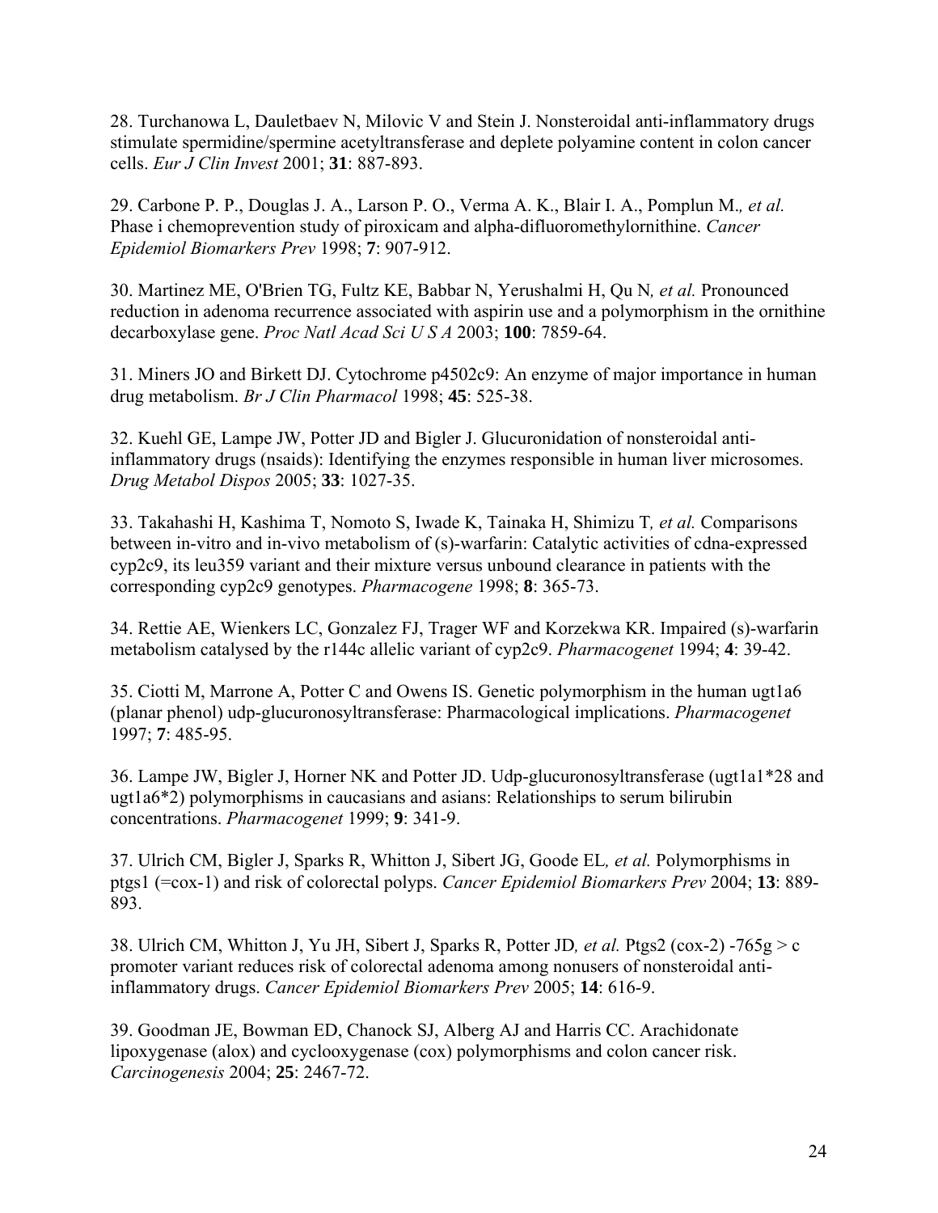28. Turchanowa L, Dauletbaev N, Milovic V and Stein J. Nonsteroidal anti-inflammatory drugs stimulate spermidine/spermine acetyltransferase and deplete polyamine content in colon cancer cells. *Eur J Clin Invest* 2001; **31**: 887-893.

29. Carbone P. P., Douglas J. A., Larson P. O., Verma A. K., Blair I. A., Pomplun M.*, et al.* Phase i chemoprevention study of piroxicam and alpha-difluoromethylornithine. *Cancer Epidemiol Biomarkers Prev* 1998; **7**: 907-912.

30. Martinez ME, O'Brien TG, Fultz KE, Babbar N, Yerushalmi H, Qu N*, et al.* Pronounced reduction in adenoma recurrence associated with aspirin use and a polymorphism in the ornithine decarboxylase gene. *Proc Natl Acad Sci U S A* 2003; **100**: 7859-64.

31. Miners JO and Birkett DJ. Cytochrome p4502c9: An enzyme of major importance in human drug metabolism. *Br J Clin Pharmacol* 1998; **45**: 525-38.

32. Kuehl GE, Lampe JW, Potter JD and Bigler J. Glucuronidation of nonsteroidal anti-inflammatory drugs (nsaids): Identifying the enzymes responsible in human liver microsomes. *Drug Metabol Dispos* 2005; **33**: 1027-35.

33. Takahashi H, Kashima T, Nomoto S, Iwade K, Tainaka H, Shimizu T*, et al.* Comparisons between in-vitro and in-vivo metabolism of (s)-warfarin: Catalytic activities of cdna-expressed cyp2c9, its leu359 variant and their mixture versus unbound clearance in patients with the corresponding cyp2c9 genotypes. *Pharmacogene* 1998; **8**: 365-73.

34. Rettie AE, Wienkers LC, Gonzalez FJ, Trager WF and Korzekwa KR. Impaired (s)-warfarin metabolism catalysed by the r144c allelic variant of cyp2c9. *Pharmacogenet* 1994; **4**: 39-42.

35. Ciotti M, Marrone A, Potter C and Owens IS. Genetic polymorphism in the human ugt1a6 (planar phenol) udp-glucuronosyltransferase: Pharmacological implications. *Pharmacogenet* 1997; **7**: 485-95.

36. Lampe JW, Bigler J, Horner NK and Potter JD. Udp-glucuronosyltransferase (ugt1a1*28 and ugt1a6*2) polymorphisms in caucasians and asians: Relationships to serum bilirubin concentrations. *Pharmacogenet* 1999; **9**: 341-9.

37. Ulrich CM, Bigler J, Sparks R, Whitton J, Sibert JG, Goode EL*, et al.* Polymorphisms in ptgs1 (=cox-1) and risk of colorectal polyps. *Cancer Epidemiol Biomarkers Prev* 2004; **13**: 889-893.

38. Ulrich CM, Whitton J, Yu JH, Sibert J, Sparks R, Potter JD*, et al.* Ptgs2 (cox-2) -765g > c promoter variant reduces risk of colorectal adenoma among nonusers of nonsteroidal anti-inflammatory drugs. *Cancer Epidemiol Biomarkers Prev* 2005; **14**: 616-9.

39. Goodman JE, Bowman ED, Chanock SJ, Alberg AJ and Harris CC. Arachidonate lipoxygenase (alox) and cyclooxygenase (cox) polymorphisms and colon cancer risk. *Carcinogenesis* 2004; **25**: 2467-72.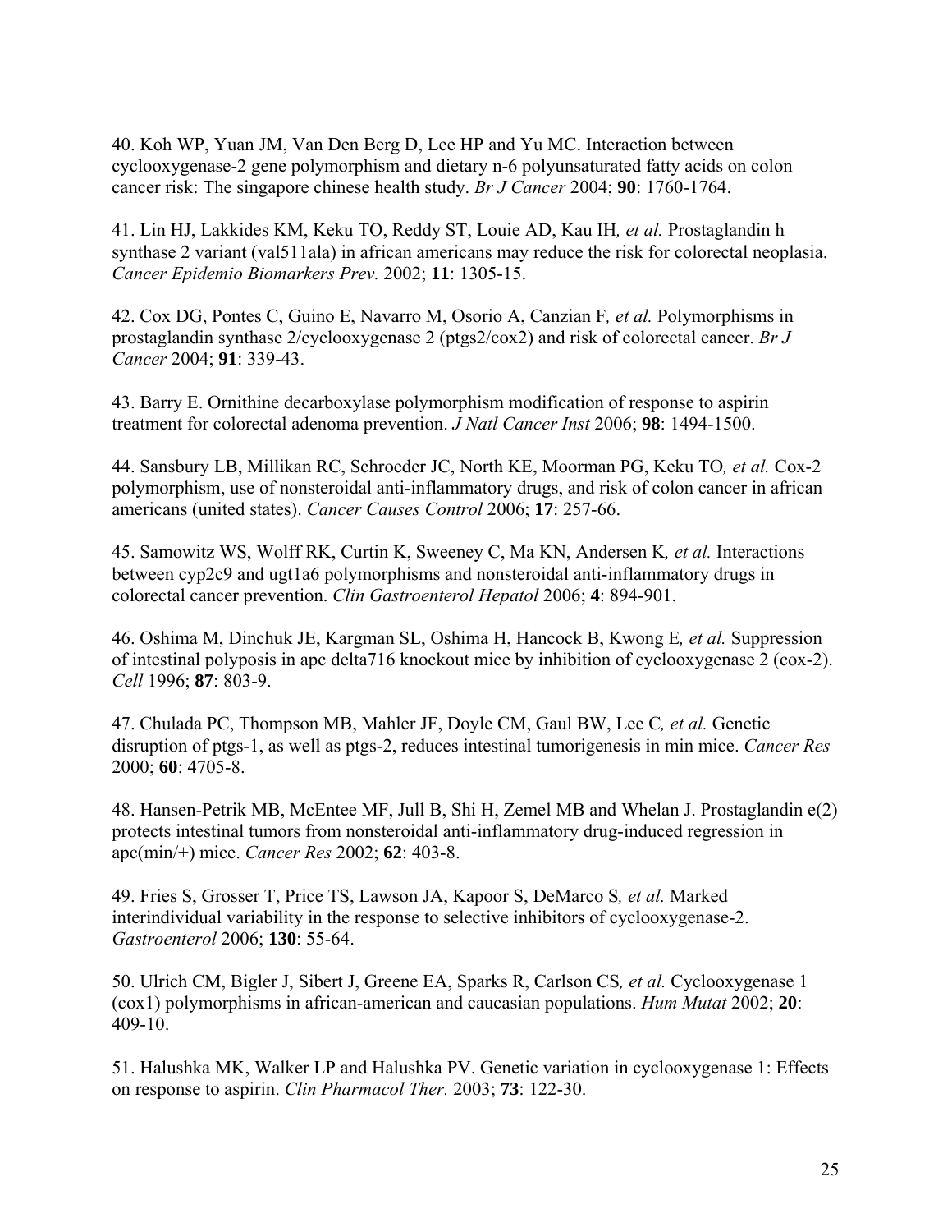40. Koh WP, Yuan JM, Van Den Berg D, Lee HP and Yu MC. Interaction between cyclooxygenase-2 gene polymorphism and dietary n-6 polyunsaturated fatty acids on colon cancer risk: The singapore chinese health study. *Br J Cancer* 2004; **90**: 1760-1764.

41. Lin HJ, Lakkides KM, Keku TO, Reddy ST, Louie AD, Kau IH*, et al.* Prostaglandin h synthase 2 variant (val511ala) in african americans may reduce the risk for colorectal neoplasia. *Cancer Epidemio Biomarkers Prev.* 2002; **11**: 1305-15.

42. Cox DG, Pontes C, Guino E, Navarro M, Osorio A, Canzian F*, et al.* Polymorphisms in prostaglandin synthase 2/cyclooxygenase 2 (ptgs2/cox2) and risk of colorectal cancer. *Br J Cancer* 2004; **91**: 339-43.

43. Barry E. Ornithine decarboxylase polymorphism modification of response to aspirin treatment for colorectal adenoma prevention. *J Natl Cancer Inst* 2006; **98**: 1494-1500.

44. Sansbury LB, Millikan RC, Schroeder JC, North KE, Moorman PG, Keku TO*, et al.* Cox-2 polymorphism, use of nonsteroidal anti-inflammatory drugs, and risk of colon cancer in african americans (united states). *Cancer Causes Control* 2006; **17**: 257-66.

45. Samowitz WS, Wolff RK, Curtin K, Sweeney C, Ma KN, Andersen K*, et al.* Interactions between cyp2c9 and ugt1a6 polymorphisms and nonsteroidal anti-inflammatory drugs in colorectal cancer prevention. *Clin Gastroenterol Hepatol* 2006; **4**: 894-901.

46. Oshima M, Dinchuk JE, Kargman SL, Oshima H, Hancock B, Kwong E*, et al.* Suppression of intestinal polyposis in apc delta716 knockout mice by inhibition of cyclooxygenase 2 (cox-2). *Cell* 1996; **87**: 803-9.

47. Chulada PC, Thompson MB, Mahler JF, Doyle CM, Gaul BW, Lee C*, et al.* Genetic disruption of ptgs-1, as well as ptgs-2, reduces intestinal tumorigenesis in min mice. *Cancer Res* 2000; **60**: 4705-8.

48. Hansen-Petrik MB, McEntee MF, Jull B, Shi H, Zemel MB and Whelan J. Prostaglandin e(2) protects intestinal tumors from nonsteroidal anti-inflammatory drug-induced regression in apc(min/+) mice. *Cancer Res* 2002; **62**: 403-8.

49. Fries S, Grosser T, Price TS, Lawson JA, Kapoor S, DeMarco S*, et al.* Marked interindividual variability in the response to selective inhibitors of cyclooxygenase-2. *Gastroenterol* 2006; **130**: 55-64.

50. Ulrich CM, Bigler J, Sibert J, Greene EA, Sparks R, Carlson CS*, et al.* Cyclooxygenase 1 (cox1) polymorphisms in african-american and caucasian populations. *Hum Mutat* 2002; **20**: 409-10.

51. Halushka MK, Walker LP and Halushka PV. Genetic variation in cyclooxygenase 1: Effects on response to aspirin. *Clin Pharmacol Ther.* 2003; **73**: 122-30.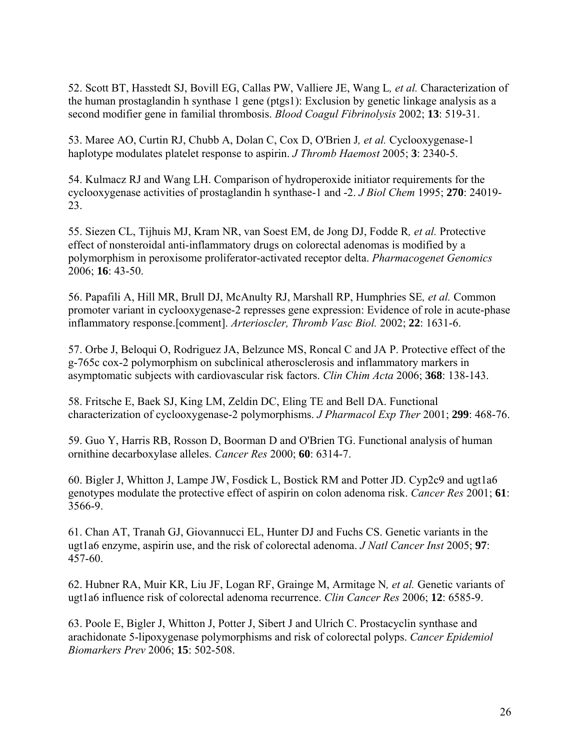52. Scott BT, Hasstedt SJ, Bovill EG, Callas PW, Valliere JE, Wang L*, et al.* Characterization of the human prostaglandin h synthase 1 gene (ptgs1): Exclusion by genetic linkage analysis as a second modifier gene in familial thrombosis. *Blood Coagul Fibrinolysis* 2002; **13**: 519-31.

53. Maree AO, Curtin RJ, Chubb A, Dolan C, Cox D, O'Brien J*, et al.* Cyclooxygenase-1 haplotype modulates platelet response to aspirin. *J Thromb Haemost* 2005; **3**: 2340-5.

54. Kulmacz RJ and Wang LH. Comparison of hydroperoxide initiator requirements for the cyclooxygenase activities of prostaglandin h synthase-1 and -2. *J Biol Chem* 1995; **270**: 24019-23.

55. Siezen CL, Tijhuis MJ, Kram NR, van Soest EM, de Jong DJ, Fodde R*, et al.* Protective effect of nonsteroidal anti-inflammatory drugs on colorectal adenomas is modified by a polymorphism in peroxisome proliferator-activated receptor delta. *Pharmacogenet Genomics* 2006; **16**: 43-50.

56. Papafili A, Hill MR, Brull DJ, McAnulty RJ, Marshall RP, Humphries SE*, et al.* Common promoter variant in cyclooxygenase-2 represses gene expression: Evidence of role in acute-phase inflammatory response.[comment]. *Arterioscler, Thromb Vasc Biol.* 2002; **22**: 1631-6.

57. Orbe J, Beloqui O, Rodriguez JA, Belzunce MS, Roncal C and JA P. Protective effect of the g-765c cox-2 polymorphism on subclinical atherosclerosis and inflammatory markers in asymptomatic subjects with cardiovascular risk factors. *Clin Chim Acta* 2006; **368**: 138-143.

58. Fritsche E, Baek SJ, King LM, Zeldin DC, Eling TE and Bell DA. Functional characterization of cyclooxygenase-2 polymorphisms. *J Pharmacol Exp Ther* 2001; **299**: 468-76.

59. Guo Y, Harris RB, Rosson D, Boorman D and O'Brien TG. Functional analysis of human ornithine decarboxylase alleles. *Cancer Res* 2000; **60**: 6314-7.

60. Bigler J, Whitton J, Lampe JW, Fosdick L, Bostick RM and Potter JD. Cyp2c9 and ugt1a6 genotypes modulate the protective effect of aspirin on colon adenoma risk. *Cancer Res* 2001; **61**: 3566-9.

61. Chan AT, Tranah GJ, Giovannucci EL, Hunter DJ and Fuchs CS. Genetic variants in the ugt1a6 enzyme, aspirin use, and the risk of colorectal adenoma. *J Natl Cancer Inst* 2005; **97**: 457-60.

62. Hubner RA, Muir KR, Liu JF, Logan RF, Grainge M, Armitage N*, et al.* Genetic variants of ugt1a6 influence risk of colorectal adenoma recurrence. *Clin Cancer Res* 2006; **12**: 6585-9.

63. Poole E, Bigler J, Whitton J, Potter J, Sibert J and Ulrich C. Prostacyclin synthase and arachidonate 5-lipoxygenase polymorphisms and risk of colorectal polyps. *Cancer Epidemiol Biomarkers Prev* 2006; **15**: 502-508.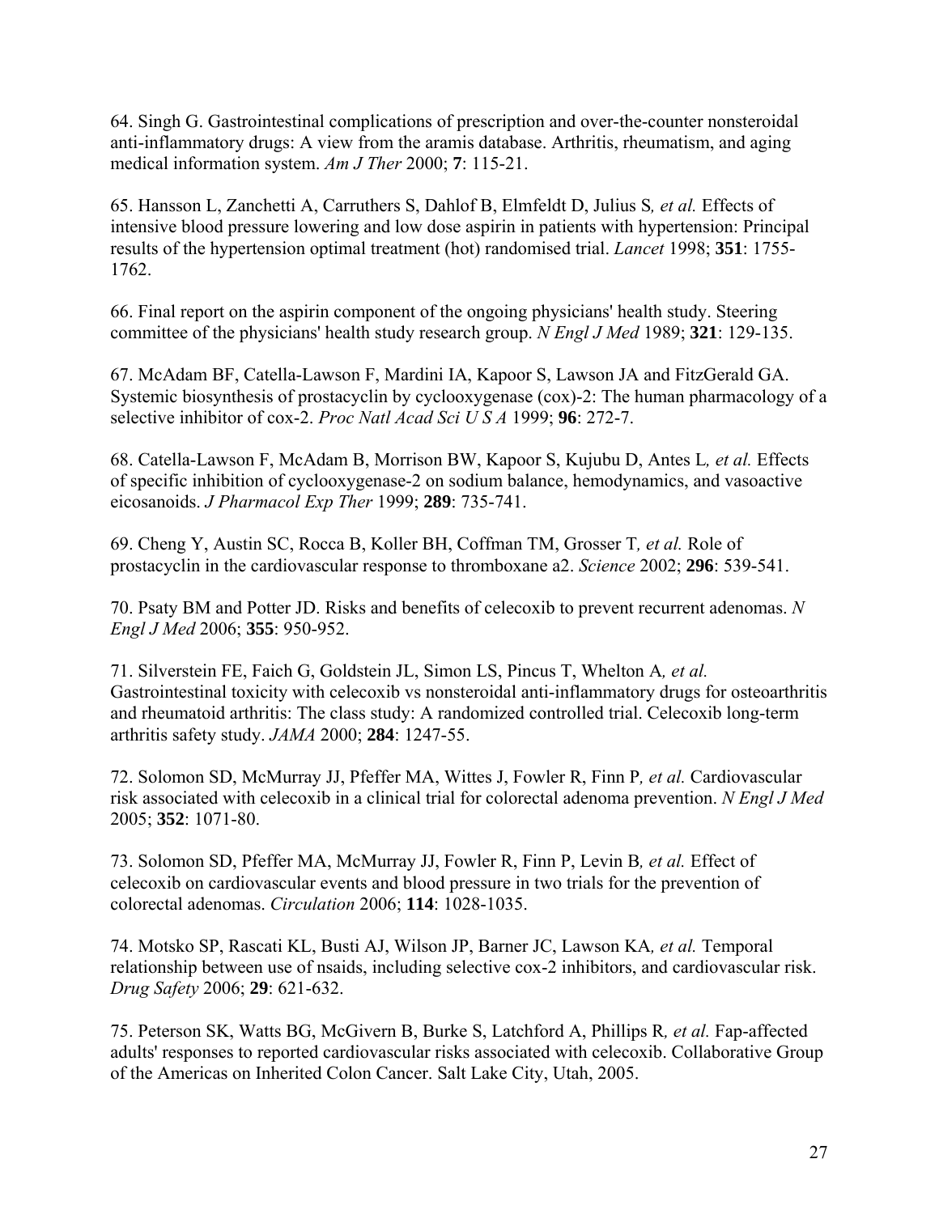64. Singh G. Gastrointestinal complications of prescription and over-the-counter nonsteroidal anti-inflammatory drugs: A view from the aramis database. Arthritis, rheumatism, and aging medical information system. *Am J Ther* 2000; **7**: 115-21.

65. Hansson L, Zanchetti A, Carruthers S, Dahlof B, Elmfeldt D, Julius S*, et al.* Effects of intensive blood pressure lowering and low dose aspirin in patients with hypertension: Principal results of the hypertension optimal treatment (hot) randomised trial. *Lancet* 1998; **351**: 1755-1762.

66. Final report on the aspirin component of the ongoing physicians' health study. Steering committee of the physicians' health study research group. *N Engl J Med* 1989; **321**: 129-135.

67. McAdam BF, Catella-Lawson F, Mardini IA, Kapoor S, Lawson JA and FitzGerald GA. Systemic biosynthesis of prostacyclin by cyclooxygenase (cox)-2: The human pharmacology of a selective inhibitor of cox-2. *Proc Natl Acad Sci U S A* 1999; **96**: 272-7.

68. Catella-Lawson F, McAdam B, Morrison BW, Kapoor S, Kujubu D, Antes L*, et al.* Effects of specific inhibition of cyclooxygenase-2 on sodium balance, hemodynamics, and vasoactive eicosanoids. *J Pharmacol Exp Ther* 1999; **289**: 735-741.

69. Cheng Y, Austin SC, Rocca B, Koller BH, Coffman TM, Grosser T*, et al.* Role of prostacyclin in the cardiovascular response to thromboxane a2. *Science* 2002; **296**: 539-541.

70. Psaty BM and Potter JD. Risks and benefits of celecoxib to prevent recurrent adenomas. *N Engl J Med* 2006; **355**: 950-952.

71. Silverstein FE, Faich G, Goldstein JL, Simon LS, Pincus T, Whelton A*, et al.* Gastrointestinal toxicity with celecoxib vs nonsteroidal anti-inflammatory drugs for osteoarthritis and rheumatoid arthritis: The class study: A randomized controlled trial. Celecoxib long-term arthritis safety study. *JAMA* 2000; **284**: 1247-55.

72. Solomon SD, McMurray JJ, Pfeffer MA, Wittes J, Fowler R, Finn P*, et al.* Cardiovascular risk associated with celecoxib in a clinical trial for colorectal adenoma prevention. *N Engl J Med* 2005; **352**: 1071-80.

73. Solomon SD, Pfeffer MA, McMurray JJ, Fowler R, Finn P, Levin B*, et al.* Effect of celecoxib on cardiovascular events and blood pressure in two trials for the prevention of colorectal adenomas. *Circulation* 2006; **114**: 1028-1035.

74. Motsko SP, Rascati KL, Busti AJ, Wilson JP, Barner JC, Lawson KA*, et al.* Temporal relationship between use of nsaids, including selective cox-2 inhibitors, and cardiovascular risk. *Drug Safety* 2006; **29**: 621-632.

75. Peterson SK, Watts BG, McGivern B, Burke S, Latchford A, Phillips R*, et al.* Fap-affected adults' responses to reported cardiovascular risks associated with celecoxib. Collaborative Group of the Americas on Inherited Colon Cancer. Salt Lake City, Utah, 2005.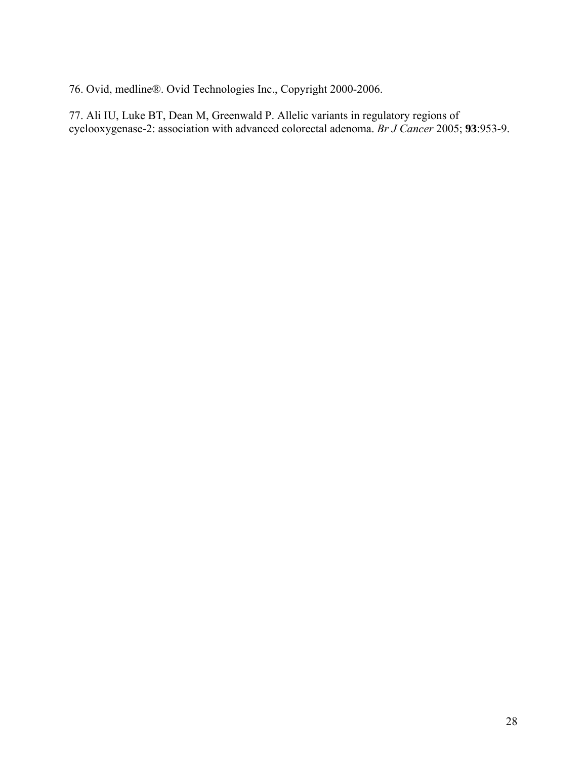76. Ovid, medline®. Ovid Technologies Inc., Copyright 2000-2006.

77. Ali IU, Luke BT, Dean M, Greenwald P. Allelic variants in regulatory regions of cyclooxygenase-2: association with advanced colorectal adenoma. *Br J Cancer* 2005; **93**:953-9.